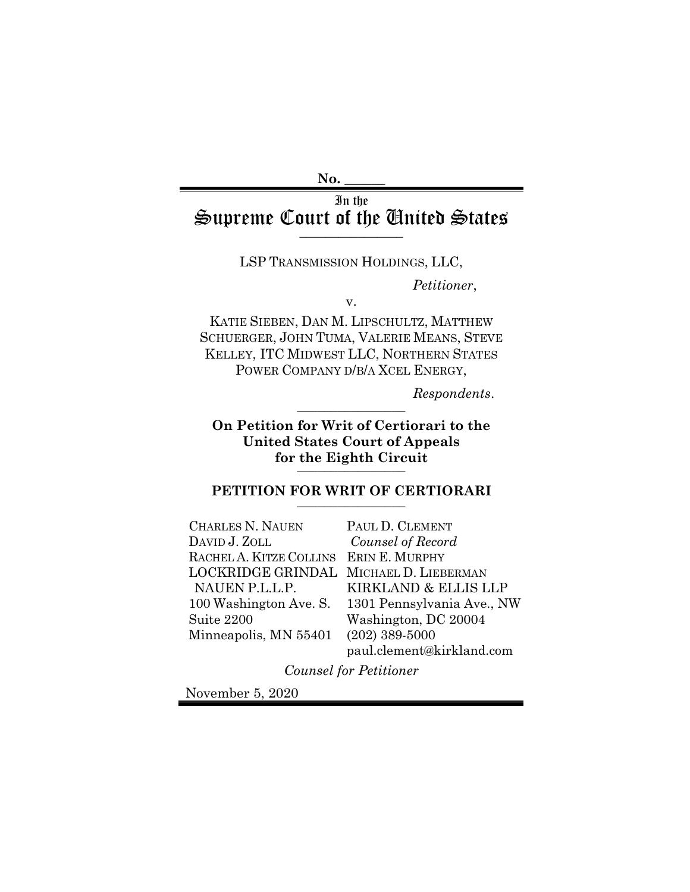No. ______

In the
# Supreme Court of the United States

LSP TRANSMISSION HOLDINGS, LLC,

*Petitioner*,

v.

KATIE SIEBEN, DAN M. LIPSCHULTZ, MATTHEW SCHUERGER, JOHN TUMA, VALERIE MEANS, STEVE KELLEY, ITC MIDWEST LLC, NORTHERN STATES POWER COMPANY D/B/A XCEL ENERGY,

*Respondents*.

**On Petition for Writ of Certiorari to the United States Court of Appeals for the Eighth Circuit**

## PETITION FOR WRIT OF CERTIORARI

CHARLES N. NAUEN
DAVID J. ZOLL
RACHEL A. KITZE COLLINS
LOCKRIDGE GRINDAL NAUEN P.L.L.P.
100 Washington Ave. S.
Suite 2200
Minneapolis, MN 55401

PAUL D. CLEMENT
*Counsel of Record*
ERIN E. MURPHY
MICHAEL D. LIEBERMAN
KIRKLAND & ELLIS LLP
1301 Pennsylvania Ave., NW
Washington, DC 20004
(202) 389-5000
paul.clement@kirkland.com

*Counsel for Petitioner*

November 5, 2020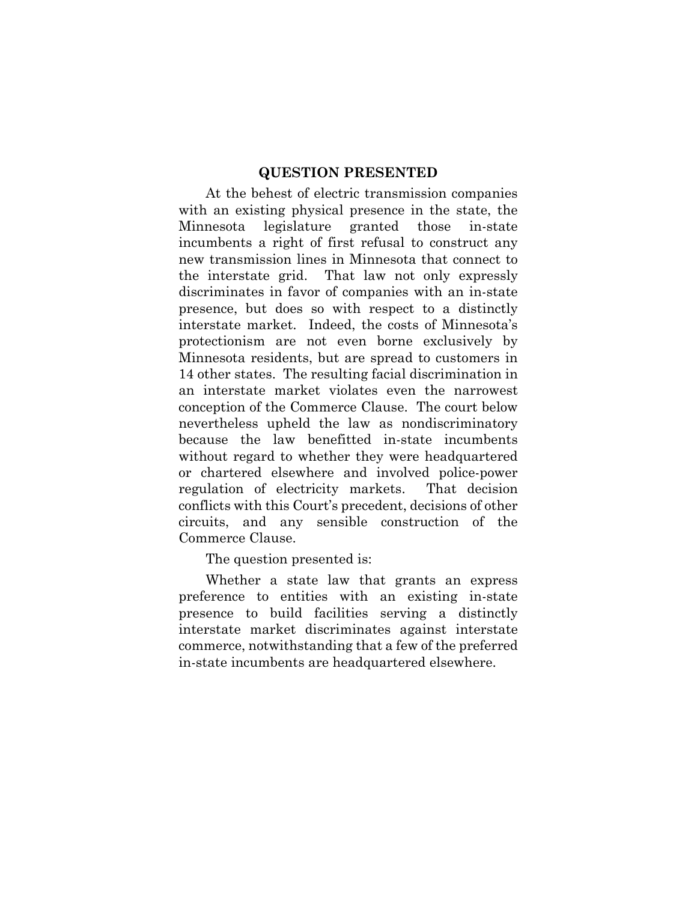## QUESTION PRESENTED

At the behest of electric transmission companies with an existing physical presence in the state, the Minnesota legislature granted those in-state incumbents a right of first refusal to construct any new transmission lines in Minnesota that connect to the interstate grid. That law not only expressly discriminates in favor of companies with an in-state presence, but does so with respect to a distinctly interstate market. Indeed, the costs of Minnesota's protectionism are not even borne exclusively by Minnesota residents, but are spread to customers in 14 other states. The resulting facial discrimination in an interstate market violates even the narrowest conception of the Commerce Clause. The court below nevertheless upheld the law as nondiscriminatory because the law benefitted in-state incumbents without regard to whether they were headquartered or chartered elsewhere and involved police-power regulation of electricity markets. That decision conflicts with this Court's precedent, decisions of other circuits, and any sensible construction of the Commerce Clause.

The question presented is:

Whether a state law that grants an express preference to entities with an existing in-state presence to build facilities serving a distinctly interstate market discriminates against interstate commerce, notwithstanding that a few of the preferred in-state incumbents are headquartered elsewhere.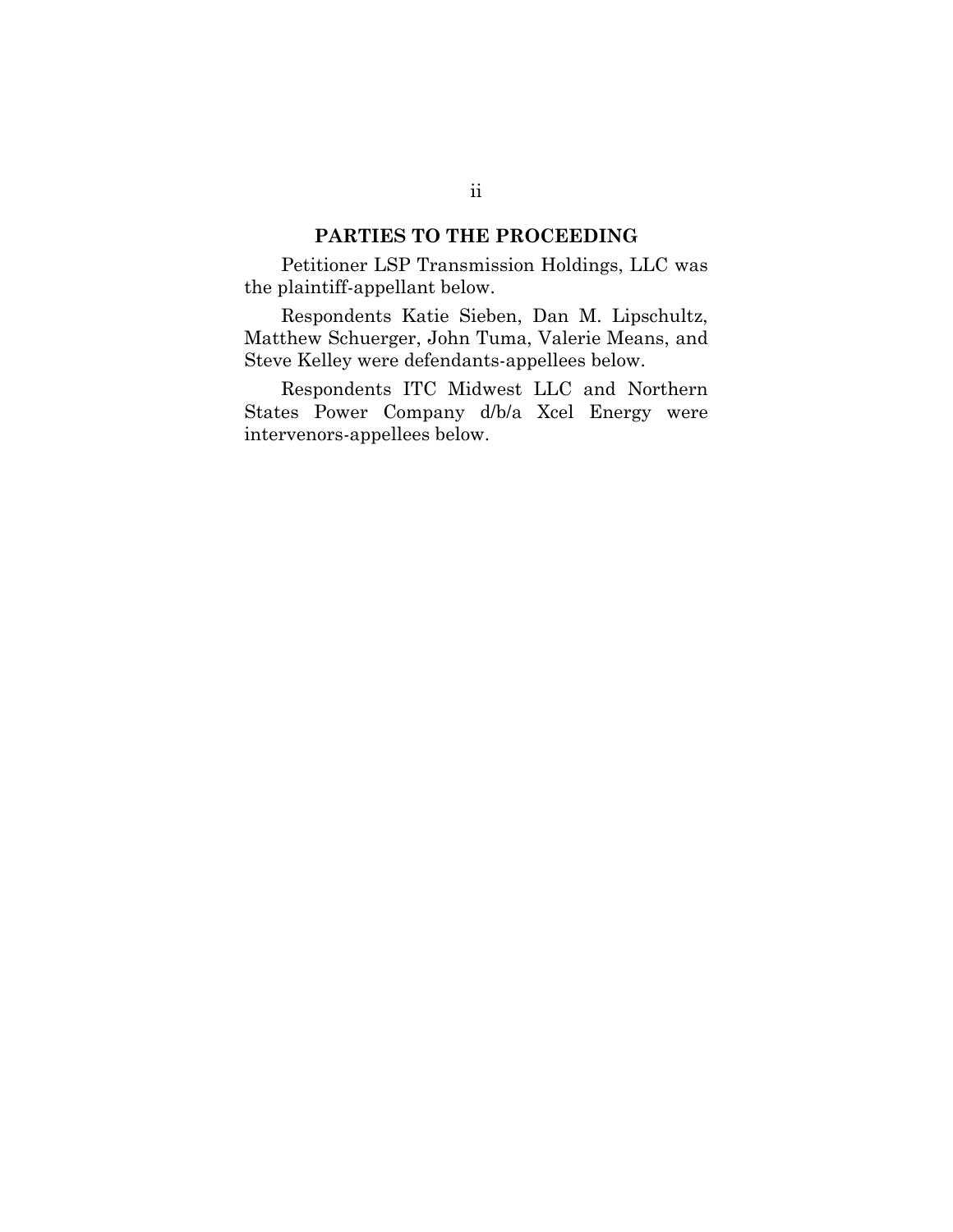## PARTIES TO THE PROCEEDING

Petitioner LSP Transmission Holdings, LLC was the plaintiff-appellant below.

Respondents Katie Sieben, Dan M. Lipschultz, Matthew Schuerger, John Tuma, Valerie Means, and Steve Kelley were defendants-appellees below.

Respondents ITC Midwest LLC and Northern States Power Company d/b/a Xcel Energy were intervenors-appellees below.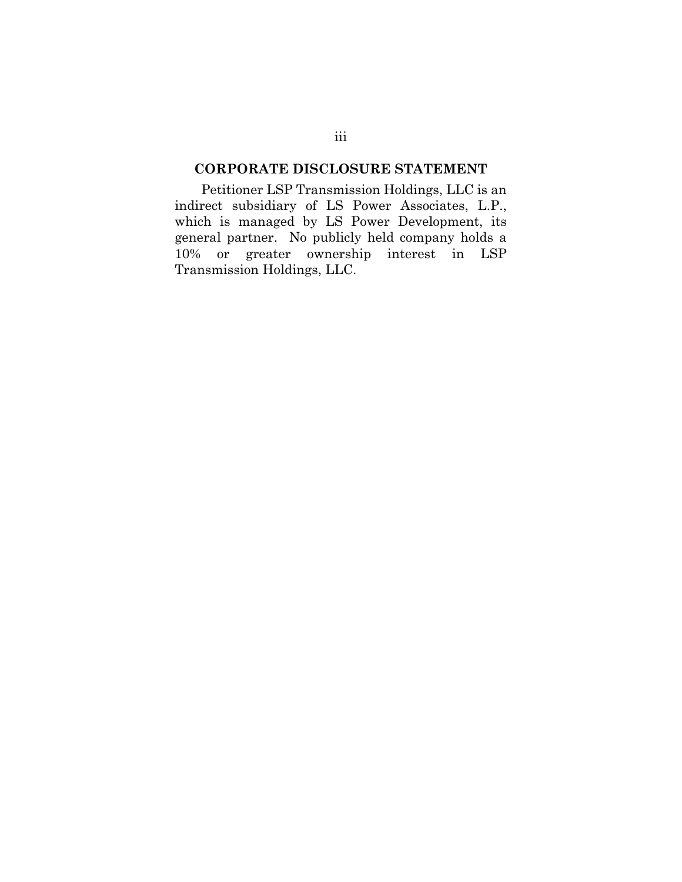## CORPORATE DISCLOSURE STATEMENT

Petitioner LSP Transmission Holdings, LLC is an indirect subsidiary of LS Power Associates, L.P., which is managed by LS Power Development, its general partner. No publicly held company holds a 10% or greater ownership interest in LSP Transmission Holdings, LLC.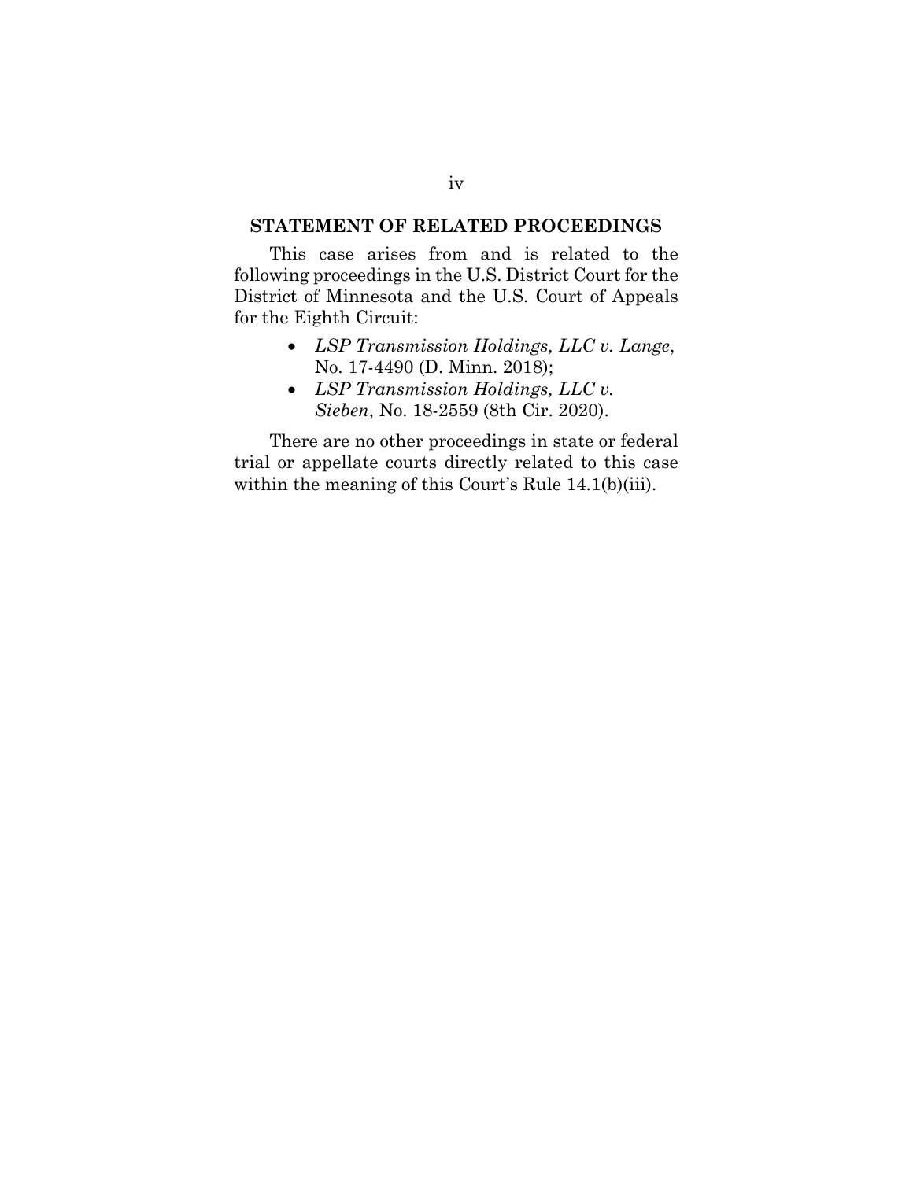## STATEMENT OF RELATED PROCEEDINGS

This case arises from and is related to the following proceedings in the U.S. District Court for the District of Minnesota and the U.S. Court of Appeals for the Eighth Circuit:

- *LSP Transmission Holdings, LLC v. Lange*, No. 17-4490 (D. Minn. 2018);
- *LSP Transmission Holdings, LLC v. Sieben*, No. 18-2559 (8th Cir. 2020).

There are no other proceedings in state or federal trial or appellate courts directly related to this case within the meaning of this Court's Rule 14.1(b)(iii).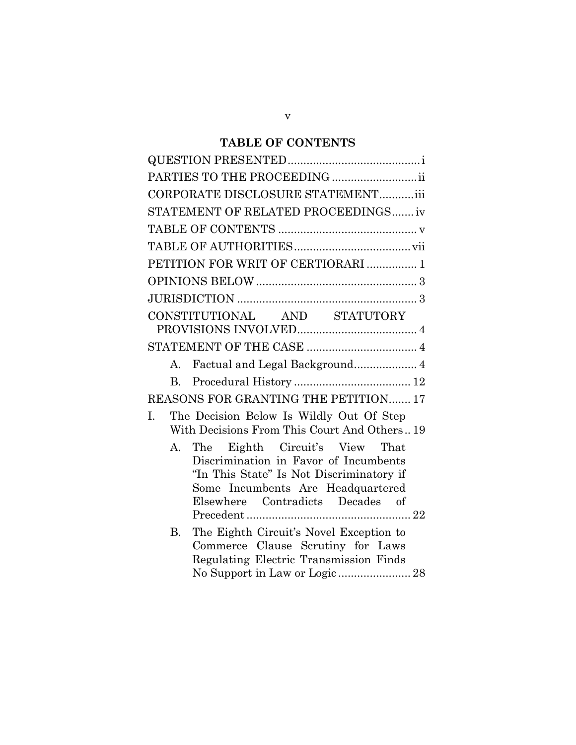## TABLE OF CONTENTS

QUESTION PRESENTED .......................................... i

PARTIES TO THE PROCEEDING .......................... ii

CORPORATE DISCLOSURE STATEMENT ........... iii

STATEMENT OF RELATED PROCEEDINGS ....... iv

TABLE OF CONTENTS ............................................ v

TABLE OF AUTHORITIES ..................................... vii

PETITION FOR WRIT OF CERTIORARI ................ 1

OPINIONS BELOW .................................................. 3

JURISDICTION ........................................................ 3

CONSTITUTIONAL AND STATUTORY PROVISIONS INVOLVED ...................................... 4

STATEMENT OF THE CASE .................................. 4

- A. Factual and Legal Background .................... 4
- B. Procedural History ...................................... 12

REASONS FOR GRANTING THE PETITION ....... 17

I. The Decision Below Is Wildly Out Of Step With Decisions From This Court And Others .. 19

- A. The Eighth Circuit's View That Discrimination in Favor of Incumbents "In This State" Is Not Discriminatory if Some Incumbents Are Headquartered Elsewhere Contradicts Decades of Precedent .................................................... 22
- B. The Eighth Circuit's Novel Exception to Commerce Clause Scrutiny for Laws Regulating Electric Transmission Finds No Support in Law or Logic ....................... 28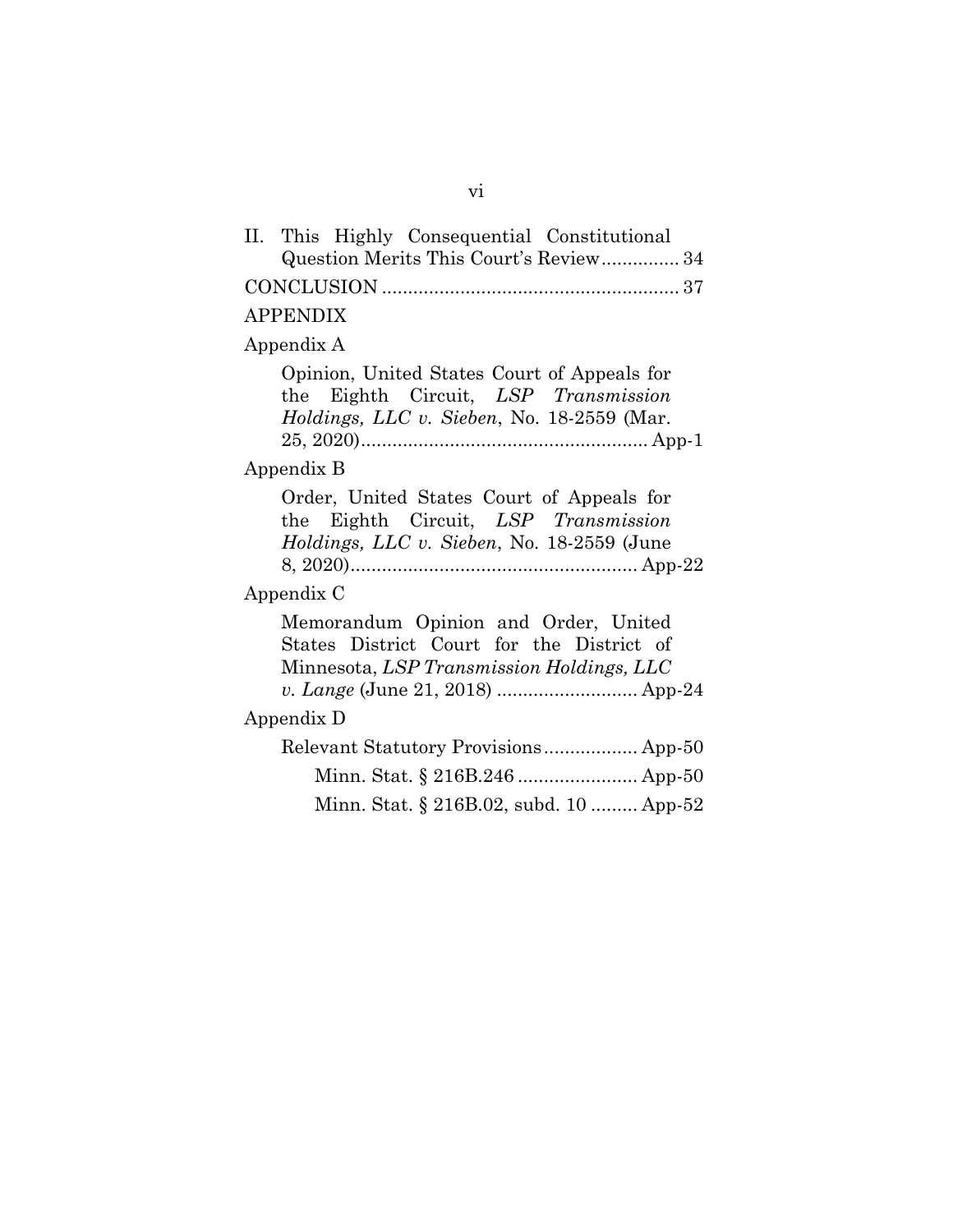II. This Highly Consequential Constitutional Question Merits This Court's Review............... 34

CONCLUSION ......................................................... 37

APPENDIX

Appendix A

Opinion, United States Court of Appeals for the Eighth Circuit, *LSP Transmission Holdings, LLC v. Sieben*, No. 18-2559 (Mar. 25, 2020)....................................................... App-1

Appendix B

Order, United States Court of Appeals for the Eighth Circuit, *LSP Transmission Holdings, LLC v. Sieben*, No. 18-2559 (June 8, 2020)....................................................... App-22

Appendix C

Memorandum Opinion and Order, United States District Court for the District of Minnesota, *LSP Transmission Holdings, LLC v. Lange* (June 21, 2018) ........................... App-24

Appendix D

Relevant Statutory Provisions.................. App-50

Minn. Stat. § 216B.246 ....................... App-50

Minn. Stat. § 216B.02, subd. 10 ......... App-52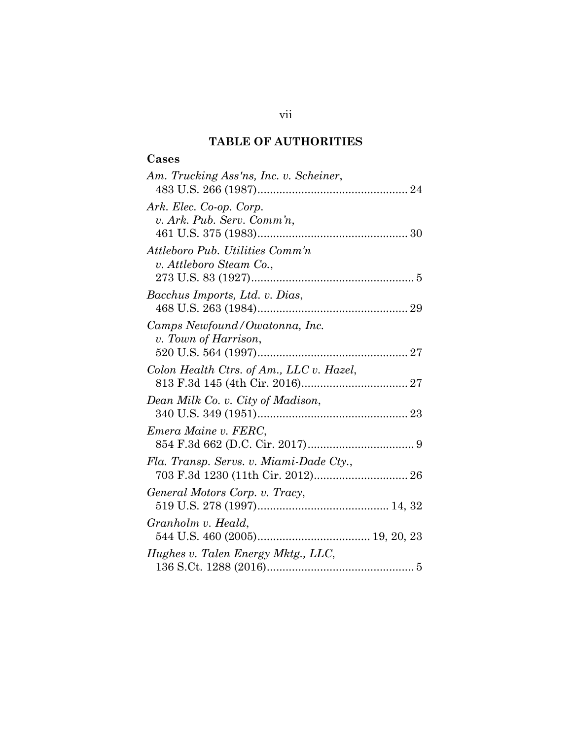## TABLE OF AUTHORITIES

### Cases

*Am. Trucking Ass'ns, Inc. v. Scheiner*, 483 U.S. 266 (1987)................................................ 24

*Ark. Elec. Co-op. Corp. v. Ark. Pub. Serv. Comm'n*, 461 U.S. 375 (1983)................................................ 30

*Attleboro Pub. Utilities Comm'n v. Attleboro Steam Co.*, 273 U.S. 83 (1927).................................................... 5

*Bacchus Imports, Ltd. v. Dias*, 468 U.S. 263 (1984)................................................ 29

*Camps Newfound/Owatonna, Inc. v. Town of Harrison*, 520 U.S. 564 (1997)................................................ 27

*Colon Health Ctrs. of Am., LLC v. Hazel*, 813 F.3d 145 (4th Cir. 2016).................................. 27

*Dean Milk Co. v. City of Madison*, 340 U.S. 349 (1951)................................................ 23

*Emera Maine v. FERC*, 854 F.3d 662 (D.C. Cir. 2017).................................. 9

*Fla. Transp. Servs. v. Miami-Dade Cty.*, 703 F.3d 1230 (11th Cir. 2012).............................. 26

*General Motors Corp. v. Tracy*, 519 U.S. 278 (1997).......................................... 14, 32

*Granholm v. Heald*, 544 U.S. 460 (2005).................................... 19, 20, 23

*Hughes v. Talen Energy Mktg., LLC*, 136 S.Ct. 1288 (2016)............................................... 5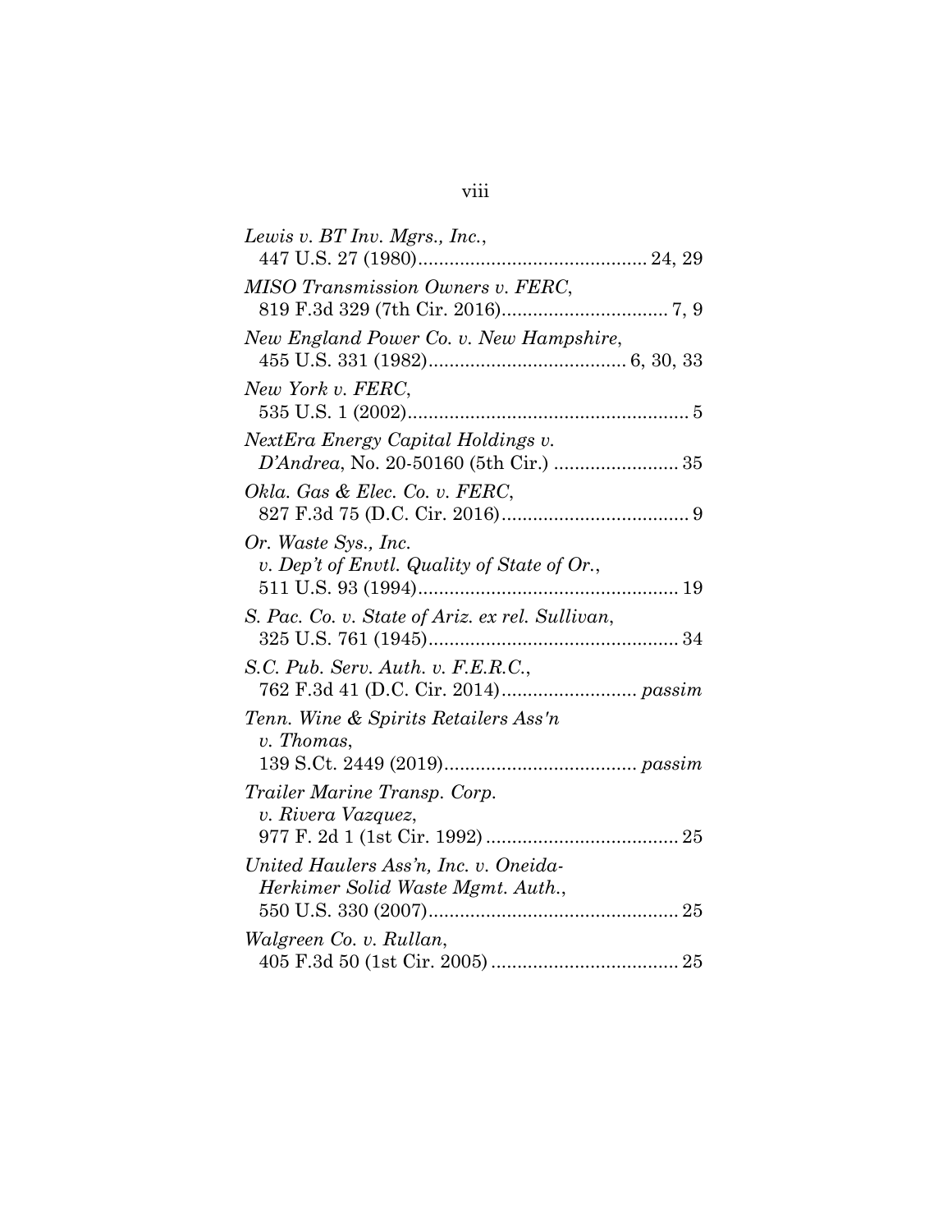*Lewis v. BT Inv. Mgrs., Inc.*,
447 U.S. 27 (1980)............................................ 24, 29

*MISO Transmission Owners v. FERC*,
819 F.3d 329 (7th Cir. 2016)................................ 7, 9

*New England Power Co. v. New Hampshire*,
455 U.S. 331 (1982)...................................... 6, 30, 33

*New York v. FERC*,
535 U.S. 1 (2002)...................................................... 5

*NextEra Energy Capital Holdings v. D'Andrea*, No. 20-50160 (5th Cir.) ........................ 35

*Okla. Gas & Elec. Co. v. FERC*,
827 F.3d 75 (D.C. Cir. 2016).................................... 9

*Or. Waste Sys., Inc. v. Dep't of Envtl. Quality of State of Or.*,
511 U.S. 93 (1994).................................................. 19

*S. Pac. Co. v. State of Ariz. ex rel. Sullivan*,
325 U.S. 761 (1945)................................................ 34

*S.C. Pub. Serv. Auth. v. F.E.R.C.*,
762 F.3d 41 (D.C. Cir. 2014).......................... *passim*

*Tenn. Wine & Spirits Retailers Ass'n v. Thomas*,
139 S.Ct. 2449 (2019).................................... *passim*

*Trailer Marine Transp. Corp. v. Rivera Vazquez*,
977 F. 2d 1 (1st Cir. 1992) ..................................... 25

*United Haulers Ass'n, Inc. v. Oneida-Herkimer Solid Waste Mgmt. Auth.*,
550 U.S. 330 (2007)................................................ 25

*Walgreen Co. v. Rullan*,
405 F.3d 50 (1st Cir. 2005) .................................... 25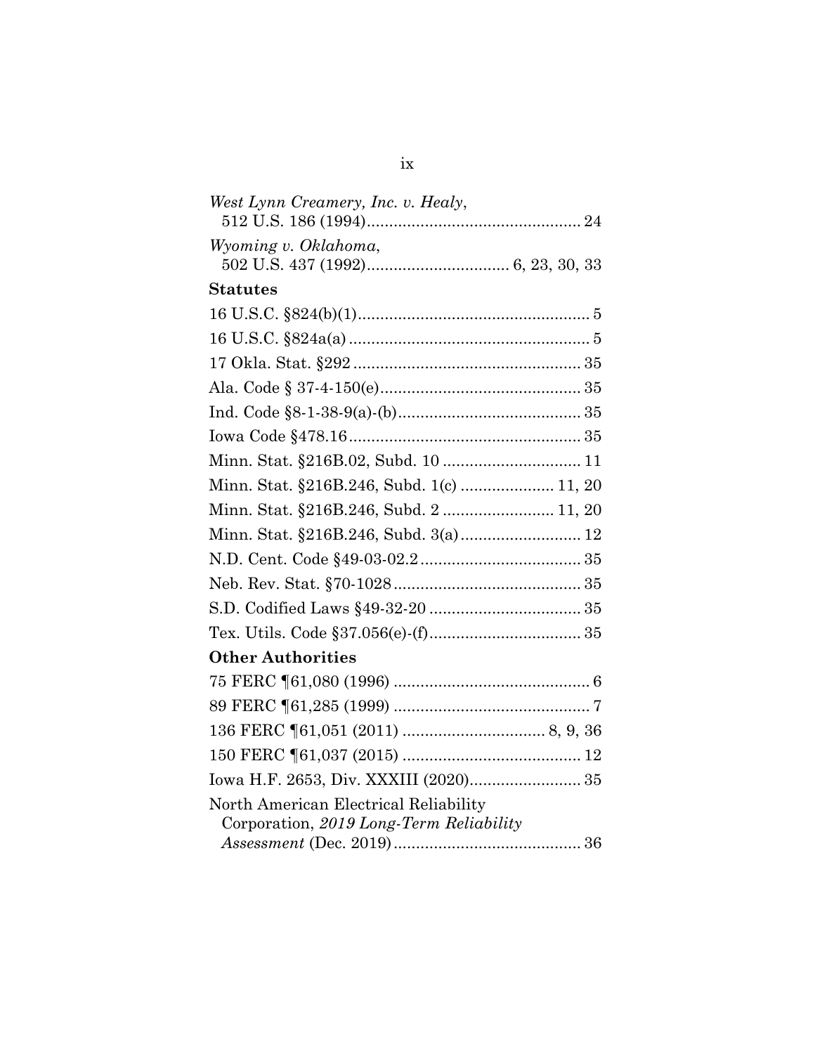*West Lynn Creamery, Inc. v. Healy*,
512 U.S. 186 (1994)................................................ 24

*Wyoming v. Oklahoma*,
502 U.S. 437 (1992)................................ 6, 23, 30, 33

**Statutes**

16 U.S.C. §824(b)(1).................................................... 5

16 U.S.C. §824a(a)...................................................... 5

17 Okla. Stat. §292.................................................... 35

Ala. Code § 37-4-150(e)............................................. 35

Ind. Code §8-1-38-9(a)-(b).......................................... 35

Iowa Code §478.16.................................................... 35

Minn. Stat. §216B.02, Subd. 10 ............................... 11

Minn. Stat. §216B.246, Subd. 1(c) ..................... 11, 20

Minn. Stat. §216B.246, Subd. 2 ......................... 11, 20

Minn. Stat. §216B.246, Subd. 3(a)........................... 12

N.D. Cent. Code §49-03-02.2.................................... 35

Neb. Rev. Stat. §70-1028.......................................... 35

S.D. Codified Laws §49-32-20 .................................. 35

Tex. Utils. Code §37.056(e)-(f).................................. 35

**Other Authorities**

75 FERC ¶61,080 (1996) ............................................ 6

89 FERC ¶61,285 (1999) ............................................ 7

136 FERC ¶61,051 (2011) ................................ 8, 9, 36

150 FERC ¶61,037 (2015) ........................................ 12

Iowa H.F. 2653, Div. XXXIII (2020)......................... 35

North American Electrical Reliability
Corporation, *2019 Long-Term Reliability
Assessment* (Dec. 2019).......................................... 36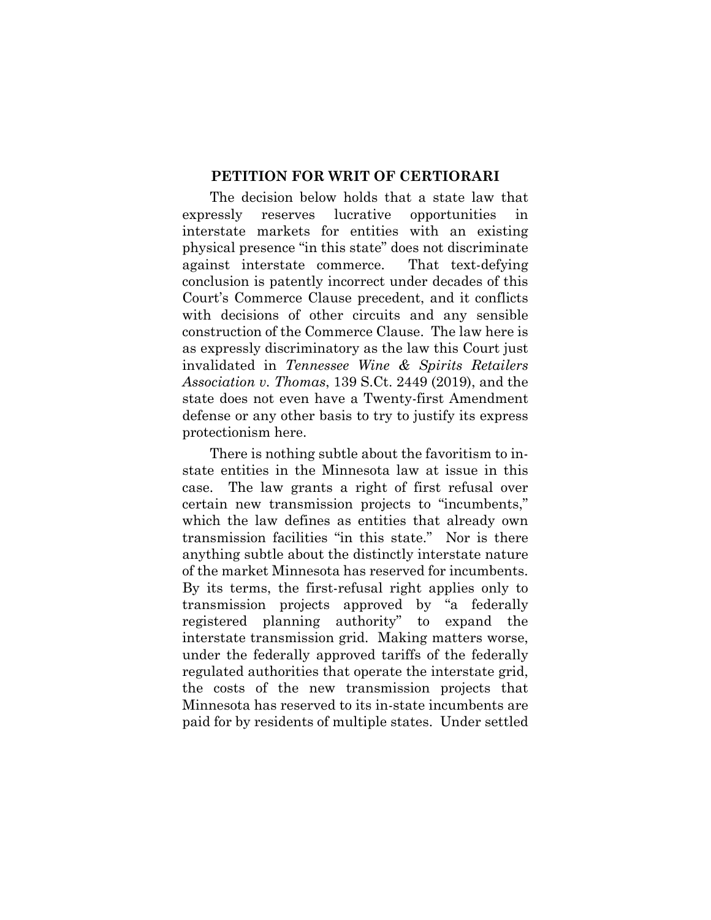## PETITION FOR WRIT OF CERTIORARI

The decision below holds that a state law that expressly reserves lucrative opportunities in interstate markets for entities with an existing physical presence "in this state" does not discriminate against interstate commerce. That text-defying conclusion is patently incorrect under decades of this Court's Commerce Clause precedent, and it conflicts with decisions of other circuits and any sensible construction of the Commerce Clause. The law here is as expressly discriminatory as the law this Court just invalidated in *Tennessee Wine & Spirits Retailers Association v. Thomas*, 139 S.Ct. 2449 (2019), and the state does not even have a Twenty-first Amendment defense or any other basis to try to justify its express protectionism here.

There is nothing subtle about the favoritism to in-state entities in the Minnesota law at issue in this case. The law grants a right of first refusal over certain new transmission projects to "incumbents," which the law defines as entities that already own transmission facilities "in this state." Nor is there anything subtle about the distinctly interstate nature of the market Minnesota has reserved for incumbents. By its terms, the first-refusal right applies only to transmission projects approved by "a federally registered planning authority" to expand the interstate transmission grid. Making matters worse, under the federally approved tariffs of the federally regulated authorities that operate the interstate grid, the costs of the new transmission projects that Minnesota has reserved to its in-state incumbents are paid for by residents of multiple states. Under settled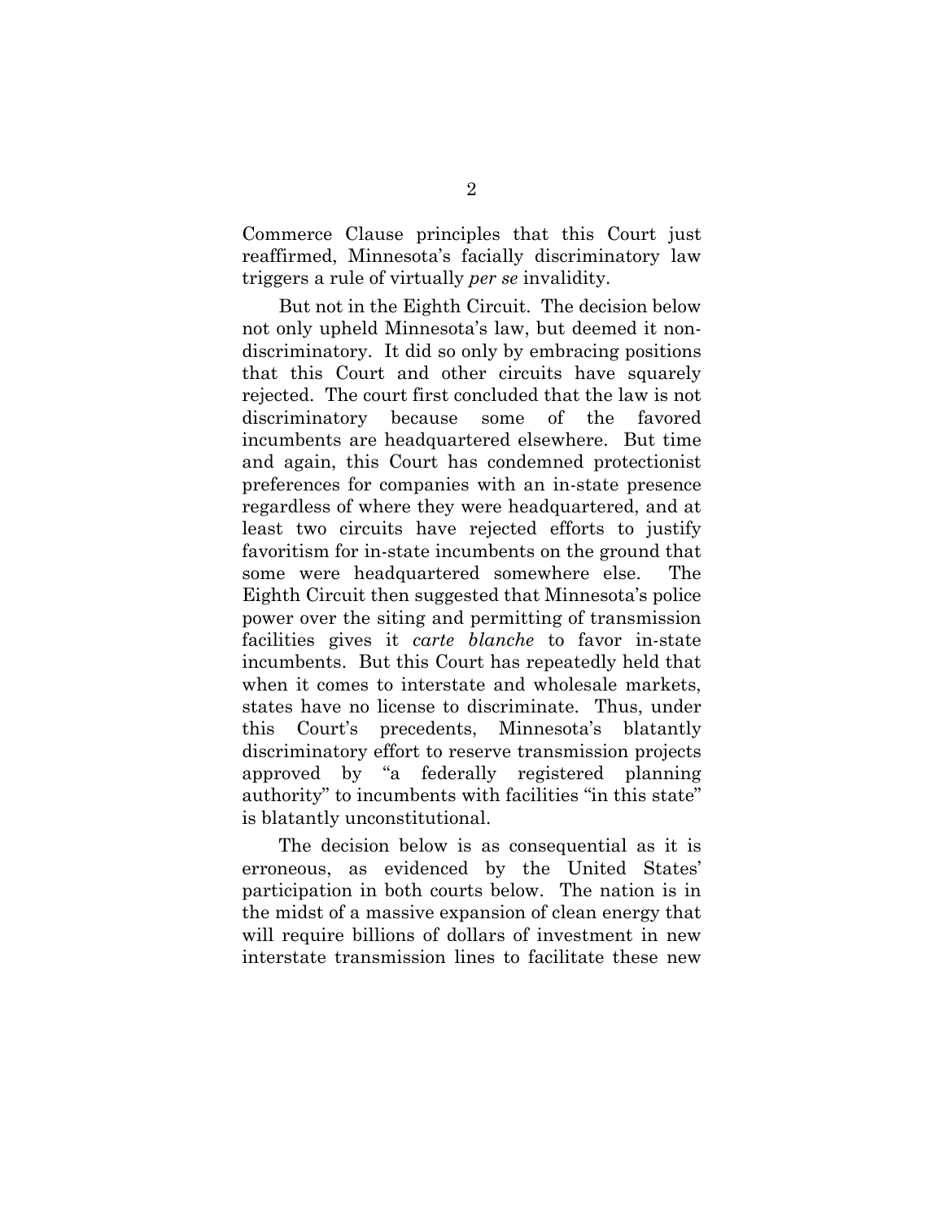Commerce Clause principles that this Court just reaffirmed, Minnesota's facially discriminatory law triggers a rule of virtually *per se* invalidity.

But not in the Eighth Circuit. The decision below not only upheld Minnesota's law, but deemed it non-discriminatory. It did so only by embracing positions that this Court and other circuits have squarely rejected. The court first concluded that the law is not discriminatory because some of the favored incumbents are headquartered elsewhere. But time and again, this Court has condemned protectionist preferences for companies with an in-state presence regardless of where they were headquartered, and at least two circuits have rejected efforts to justify favoritism for in-state incumbents on the ground that some were headquartered somewhere else. The Eighth Circuit then suggested that Minnesota's police power over the siting and permitting of transmission facilities gives it *carte blanche* to favor in-state incumbents. But this Court has repeatedly held that when it comes to interstate and wholesale markets, states have no license to discriminate. Thus, under this Court's precedents, Minnesota's blatantly discriminatory effort to reserve transmission projects approved by "a federally registered planning authority" to incumbents with facilities "in this state" is blatantly unconstitutional.

The decision below is as consequential as it is erroneous, as evidenced by the United States' participation in both courts below. The nation is in the midst of a massive expansion of clean energy that will require billions of dollars of investment in new interstate transmission lines to facilitate these new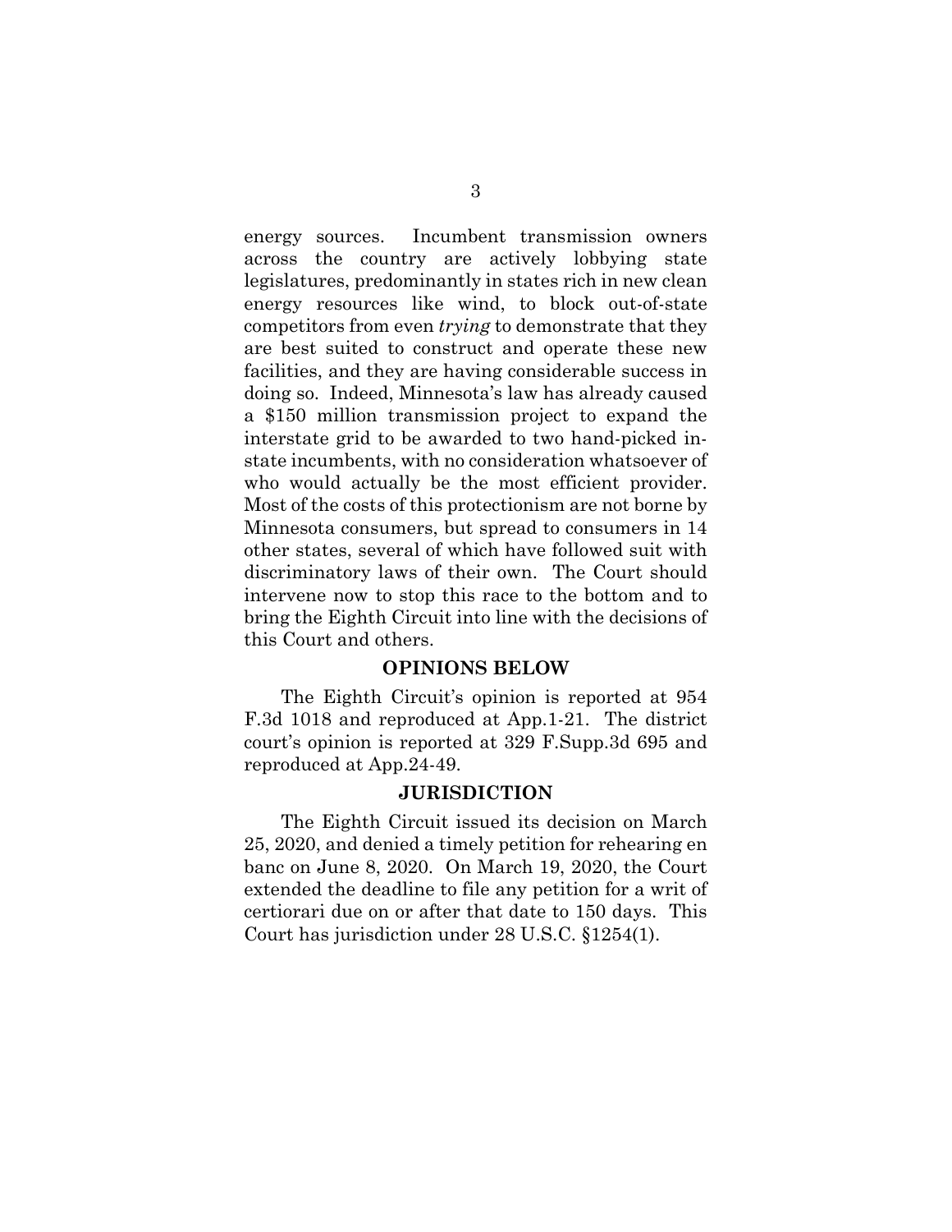energy sources. Incumbent transmission owners across the country are actively lobbying state legislatures, predominantly in states rich in new clean energy resources like wind, to block out-of-state competitors from even *trying* to demonstrate that they are best suited to construct and operate these new facilities, and they are having considerable success in doing so. Indeed, Minnesota's law has already caused a $150 million transmission project to expand the interstate grid to be awarded to two hand-picked in-state incumbents, with no consideration whatsoever of who would actually be the most efficient provider. Most of the costs of this protectionism are not borne by Minnesota consumers, but spread to consumers in 14 other states, several of which have followed suit with discriminatory laws of their own. The Court should intervene now to stop this race to the bottom and to bring the Eighth Circuit into line with the decisions of this Court and others.

## OPINIONS BELOW

The Eighth Circuit's opinion is reported at 954 F.3d 1018 and reproduced at App.1-21. The district court's opinion is reported at 329 F.Supp.3d 695 and reproduced at App.24-49.

## JURISDICTION

The Eighth Circuit issued its decision on March 25, 2020, and denied a timely petition for rehearing en banc on June 8, 2020. On March 19, 2020, the Court extended the deadline to file any petition for a writ of certiorari due on or after that date to 150 days. This Court has jurisdiction under 28 U.S.C. §1254(1).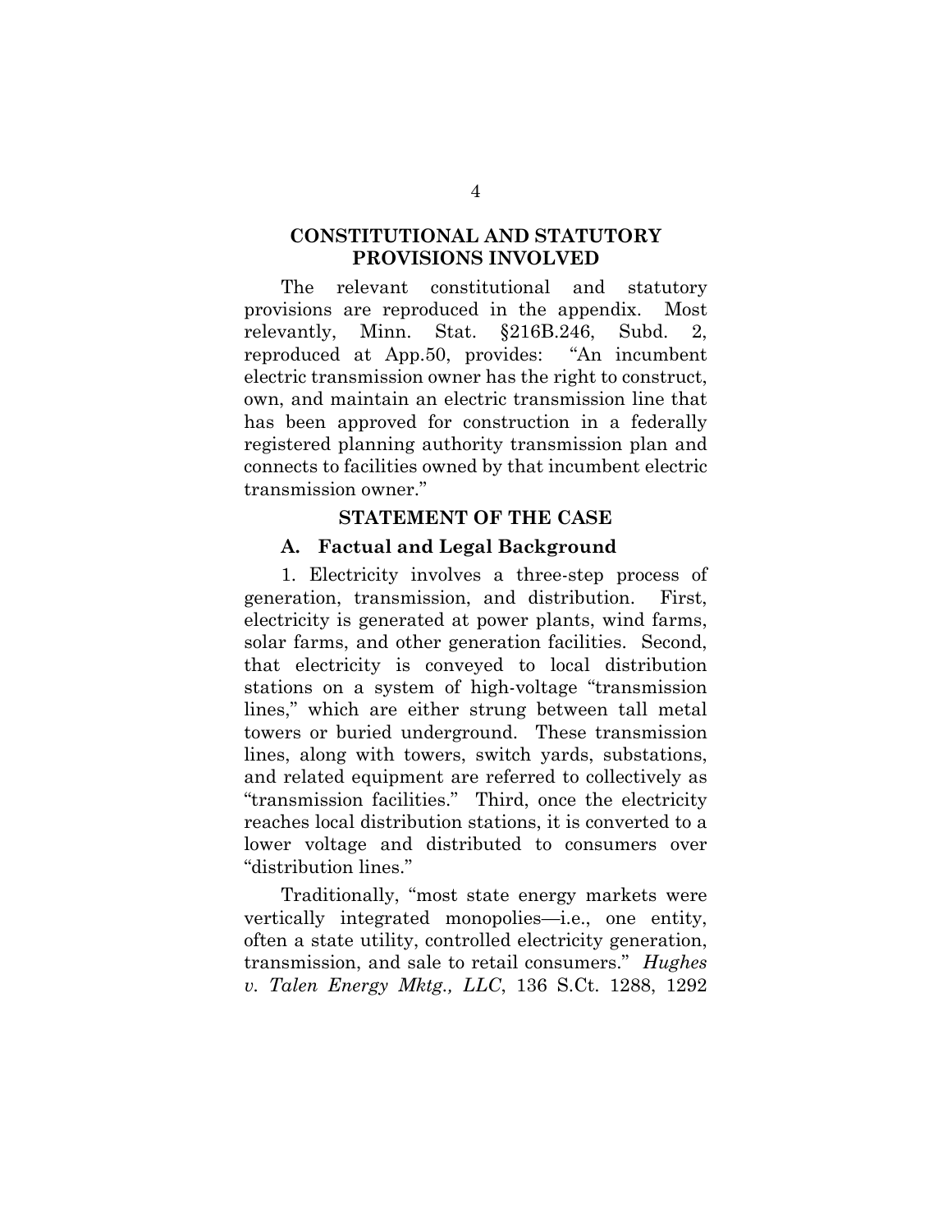## CONSTITUTIONAL AND STATUTORY PROVISIONS INVOLVED

The relevant constitutional and statutory provisions are reproduced in the appendix. Most relevantly, Minn. Stat. §216B.246, Subd. 2, reproduced at App.50, provides: "An incumbent electric transmission owner has the right to construct, own, and maintain an electric transmission line that has been approved for construction in a federally registered planning authority transmission plan and connects to facilities owned by that incumbent electric transmission owner."

## STATEMENT OF THE CASE

### A. Factual and Legal Background

1. Electricity involves a three-step process of generation, transmission, and distribution. First, electricity is generated at power plants, wind farms, solar farms, and other generation facilities. Second, that electricity is conveyed to local distribution stations on a system of high-voltage "transmission lines," which are either strung between tall metal towers or buried underground. These transmission lines, along with towers, switch yards, substations, and related equipment are referred to collectively as "transmission facilities." Third, once the electricity reaches local distribution stations, it is converted to a lower voltage and distributed to consumers over "distribution lines."

Traditionally, "most state energy markets were vertically integrated monopolies—i.e., one entity, often a state utility, controlled electricity generation, transmission, and sale to retail consumers." *Hughes v. Talen Energy Mktg., LLC*, 136 S.Ct. 1288, 1292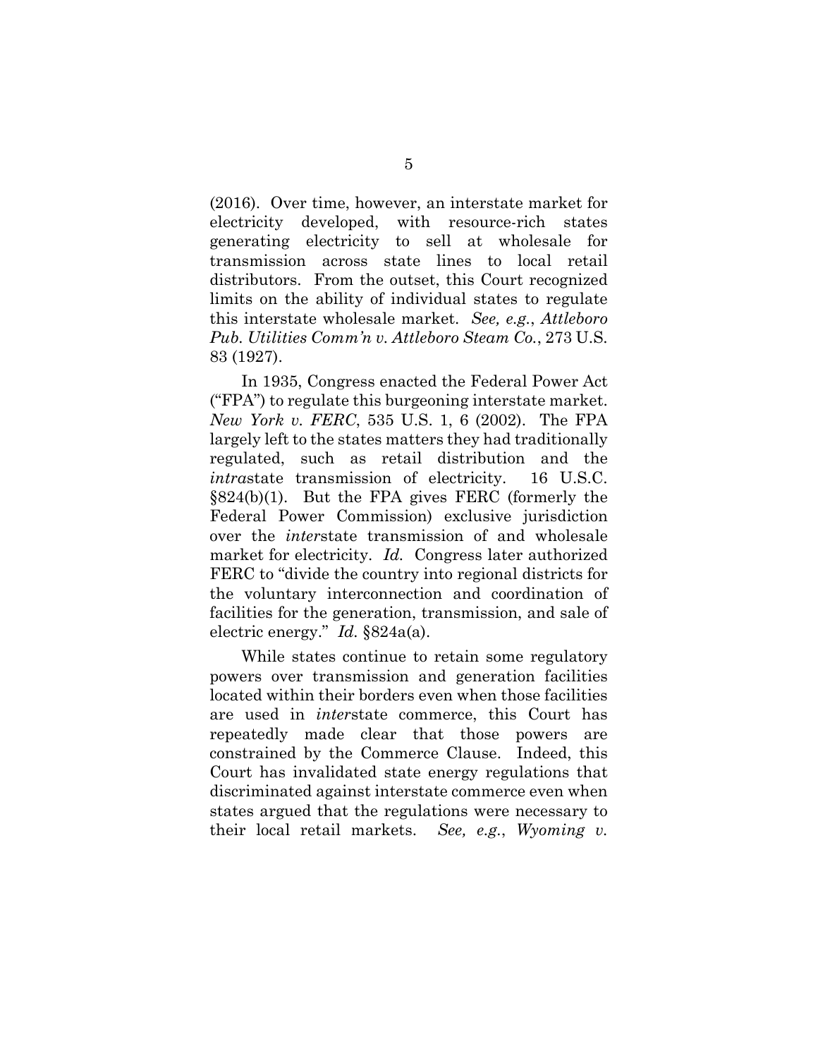(2016). Over time, however, an interstate market for electricity developed, with resource-rich states generating electricity to sell at wholesale for transmission across state lines to local retail distributors. From the outset, this Court recognized limits on the ability of individual states to regulate this interstate wholesale market. *See, e.g.*, *Attleboro Pub. Utilities Comm'n v. Attleboro Steam Co.*, 273 U.S. 83 (1927).

In 1935, Congress enacted the Federal Power Act ("FPA") to regulate this burgeoning interstate market. *New York v. FERC*, 535 U.S. 1, 6 (2002). The FPA largely left to the states matters they had traditionally regulated, such as retail distribution and the *intra*state transmission of electricity. 16 U.S.C. §824(b)(1). But the FPA gives FERC (formerly the Federal Power Commission) exclusive jurisdiction over the *inter*state transmission of and wholesale market for electricity. *Id.* Congress later authorized FERC to "divide the country into regional districts for the voluntary interconnection and coordination of facilities for the generation, transmission, and sale of electric energy." *Id.* §824a(a).

While states continue to retain some regulatory powers over transmission and generation facilities located within their borders even when those facilities are used in *inter*state commerce, this Court has repeatedly made clear that those powers are constrained by the Commerce Clause. Indeed, this Court has invalidated state energy regulations that discriminated against interstate commerce even when states argued that the regulations were necessary to their local retail markets. *See, e.g.*, *Wyoming v.*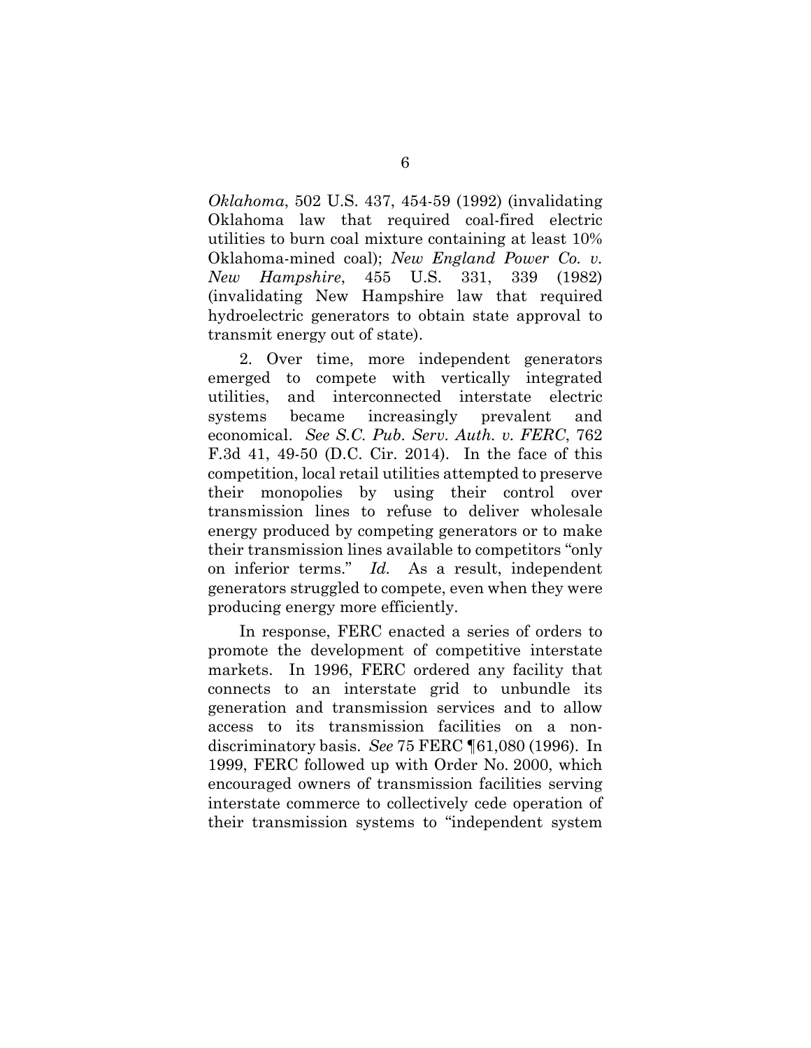*Oklahoma*, 502 U.S. 437, 454-59 (1992) (invalidating Oklahoma law that required coal-fired electric utilities to burn coal mixture containing at least 10% Oklahoma-mined coal); *New England Power Co. v. New Hampshire*, 455 U.S. 331, 339 (1982) (invalidating New Hampshire law that required hydroelectric generators to obtain state approval to transmit energy out of state).

2. Over time, more independent generators emerged to compete with vertically integrated utilities, and interconnected interstate electric systems became increasingly prevalent and economical. *See S.C. Pub. Serv. Auth. v. FERC*, 762 F.3d 41, 49-50 (D.C. Cir. 2014). In the face of this competition, local retail utilities attempted to preserve their monopolies by using their control over transmission lines to refuse to deliver wholesale energy produced by competing generators or to make their transmission lines available to competitors "only on inferior terms." *Id.* As a result, independent generators struggled to compete, even when they were producing energy more efficiently.

In response, FERC enacted a series of orders to promote the development of competitive interstate markets. In 1996, FERC ordered any facility that connects to an interstate grid to unbundle its generation and transmission services and to allow access to its transmission facilities on a non-discriminatory basis. *See* 75 FERC ¶61,080 (1996). In 1999, FERC followed up with Order No. 2000, which encouraged owners of transmission facilities serving interstate commerce to collectively cede operation of their transmission systems to "independent system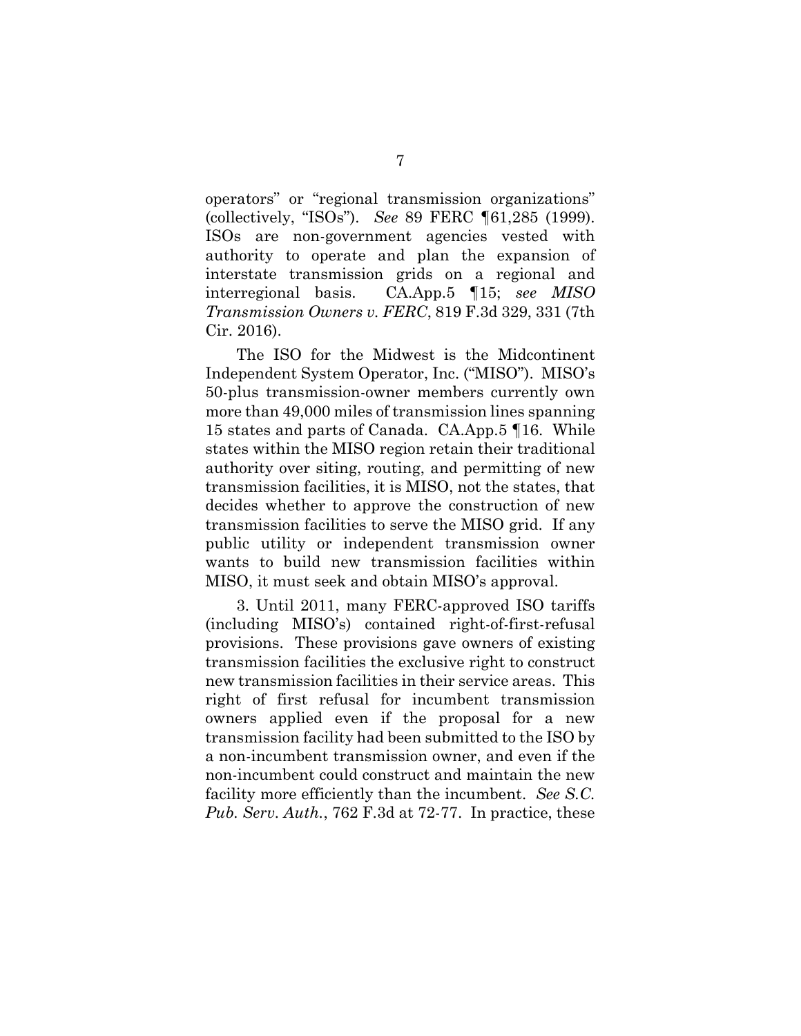operators" or "regional transmission organizations" (collectively, "ISOs"). *See* 89 FERC ¶61,285 (1999). ISOs are non-government agencies vested with authority to operate and plan the expansion of interstate transmission grids on a regional and interregional basis. CA.App.5 ¶15; *see MISO Transmission Owners v. FERC*, 819 F.3d 329, 331 (7th Cir. 2016).

The ISO for the Midwest is the Midcontinent Independent System Operator, Inc. ("MISO"). MISO's 50-plus transmission-owner members currently own more than 49,000 miles of transmission lines spanning 15 states and parts of Canada. CA.App.5 ¶16. While states within the MISO region retain their traditional authority over siting, routing, and permitting of new transmission facilities, it is MISO, not the states, that decides whether to approve the construction of new transmission facilities to serve the MISO grid. If any public utility or independent transmission owner wants to build new transmission facilities within MISO, it must seek and obtain MISO's approval.

3. Until 2011, many FERC-approved ISO tariffs (including MISO's) contained right-of-first-refusal provisions. These provisions gave owners of existing transmission facilities the exclusive right to construct new transmission facilities in their service areas. This right of first refusal for incumbent transmission owners applied even if the proposal for a new transmission facility had been submitted to the ISO by a non-incumbent transmission owner, and even if the non-incumbent could construct and maintain the new facility more efficiently than the incumbent. *See S.C. Pub. Serv. Auth.*, 762 F.3d at 72-77. In practice, these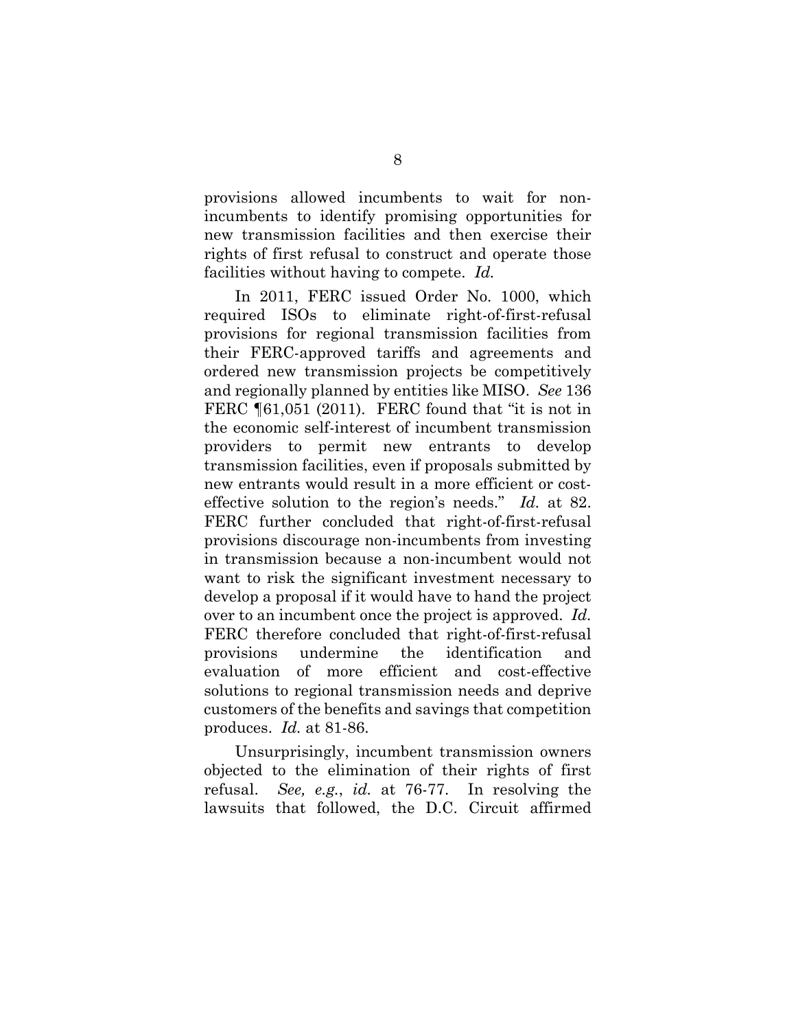provisions allowed incumbents to wait for non-incumbents to identify promising opportunities for new transmission facilities and then exercise their rights of first refusal to construct and operate those facilities without having to compete. *Id.*

In 2011, FERC issued Order No. 1000, which required ISOs to eliminate right-of-first-refusal provisions for regional transmission facilities from their FERC-approved tariffs and agreements and ordered new transmission projects be competitively and regionally planned by entities like MISO. *See* 136 FERC ¶61,051 (2011). FERC found that "it is not in the economic self-interest of incumbent transmission providers to permit new entrants to develop transmission facilities, even if proposals submitted by new entrants would result in a more efficient or cost-effective solution to the region's needs." *Id.* at 82. FERC further concluded that right-of-first-refusal provisions discourage non-incumbents from investing in transmission because a non-incumbent would not want to risk the significant investment necessary to develop a proposal if it would have to hand the project over to an incumbent once the project is approved. *Id.* FERC therefore concluded that right-of-first-refusal provisions undermine the identification and evaluation of more efficient and cost-effective solutions to regional transmission needs and deprive customers of the benefits and savings that competition produces. *Id.* at 81-86.

Unsurprisingly, incumbent transmission owners objected to the elimination of their rights of first refusal. *See, e.g.*, *id.* at 76-77. In resolving the lawsuits that followed, the D.C. Circuit affirmed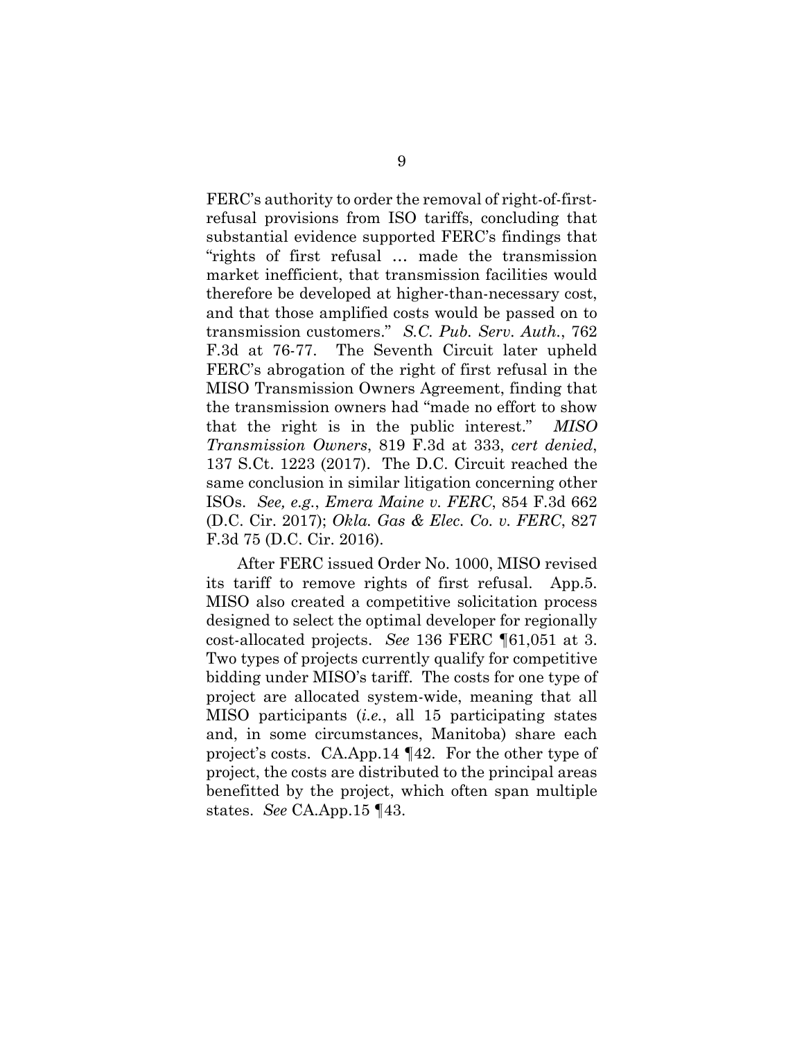FERC's authority to order the removal of right-of-first-refusal provisions from ISO tariffs, concluding that substantial evidence supported FERC's findings that "rights of first refusal … made the transmission market inefficient, that transmission facilities would therefore be developed at higher-than-necessary cost, and that those amplified costs would be passed on to transmission customers." *S.C. Pub. Serv. Auth.*, 762 F.3d at 76-77. The Seventh Circuit later upheld FERC's abrogation of the right of first refusal in the MISO Transmission Owners Agreement, finding that the transmission owners had "made no effort to show that the right is in the public interest." *MISO Transmission Owners*, 819 F.3d at 333, *cert denied*, 137 S.Ct. 1223 (2017). The D.C. Circuit reached the same conclusion in similar litigation concerning other ISOs. *See, e.g.*, *Emera Maine v. FERC*, 854 F.3d 662 (D.C. Cir. 2017); *Okla. Gas & Elec. Co. v. FERC*, 827 F.3d 75 (D.C. Cir. 2016).

After FERC issued Order No. 1000, MISO revised its tariff to remove rights of first refusal. App.5. MISO also created a competitive solicitation process designed to select the optimal developer for regionally cost-allocated projects. *See* 136 FERC ¶61,051 at 3. Two types of projects currently qualify for competitive bidding under MISO's tariff. The costs for one type of project are allocated system-wide, meaning that all MISO participants (*i.e.*, all 15 participating states and, in some circumstances, Manitoba) share each project's costs. CA.App.14 ¶42. For the other type of project, the costs are distributed to the principal areas benefitted by the project, which often span multiple states. *See* CA.App.15 ¶43.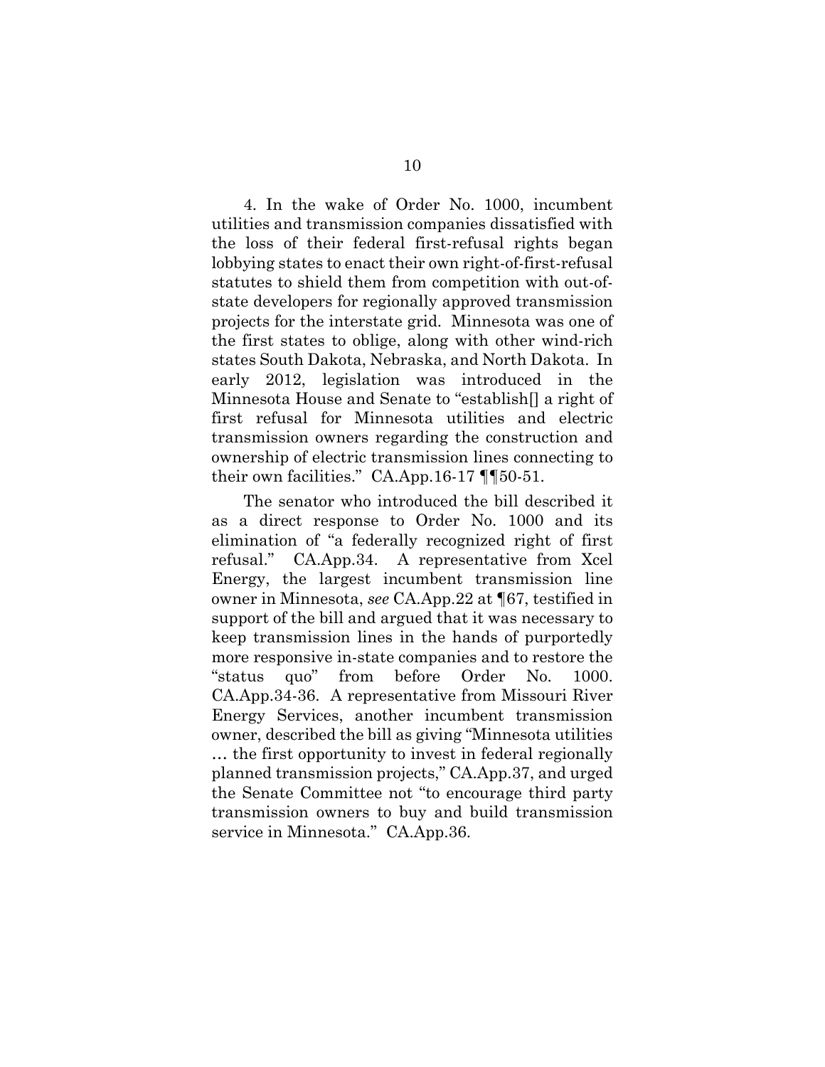4. In the wake of Order No. 1000, incumbent utilities and transmission companies dissatisfied with the loss of their federal first-refusal rights began lobbying states to enact their own right-of-first-refusal statutes to shield them from competition with out-of-state developers for regionally approved transmission projects for the interstate grid. Minnesota was one of the first states to oblige, along with other wind-rich states South Dakota, Nebraska, and North Dakota. In early 2012, legislation was introduced in the Minnesota House and Senate to "establish[] a right of first refusal for Minnesota utilities and electric transmission owners regarding the construction and ownership of electric transmission lines connecting to their own facilities." CA.App.16-17 ¶¶50-51.

The senator who introduced the bill described it as a direct response to Order No. 1000 and its elimination of "a federally recognized right of first refusal." CA.App.34. A representative from Xcel Energy, the largest incumbent transmission line owner in Minnesota, *see* CA.App.22 at ¶67, testified in support of the bill and argued that it was necessary to keep transmission lines in the hands of purportedly more responsive in-state companies and to restore the "status quo" from before Order No. 1000. CA.App.34-36. A representative from Missouri River Energy Services, another incumbent transmission owner, described the bill as giving "Minnesota utilities … the first opportunity to invest in federal regionally planned transmission projects," CA.App.37, and urged the Senate Committee not "to encourage third party transmission owners to buy and build transmission service in Minnesota." CA.App.36.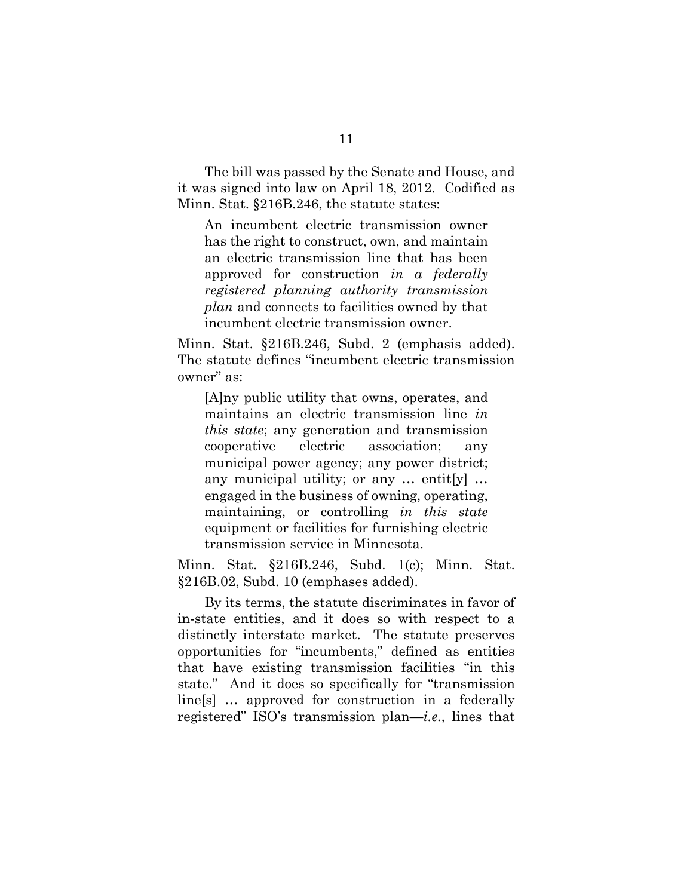The bill was passed by the Senate and House, and it was signed into law on April 18, 2012. Codified as Minn. Stat. §216B.246, the statute states:

> An incumbent electric transmission owner has the right to construct, own, and maintain an electric transmission line that has been approved for construction *in a federally registered planning authority transmission plan* and connects to facilities owned by that incumbent electric transmission owner.

Minn. Stat. §216B.246, Subd. 2 (emphasis added). The statute defines "incumbent electric transmission owner" as:

> [A]ny public utility that owns, operates, and maintains an electric transmission line *in this state*; any generation and transmission cooperative electric association; any municipal power agency; any power district; any municipal utility; or any … entit[y] … engaged in the business of owning, operating, maintaining, or controlling *in this state* equipment or facilities for furnishing electric transmission service in Minnesota.

Minn. Stat. §216B.246, Subd. 1(c); Minn. Stat. §216B.02, Subd. 10 (emphases added).

By its terms, the statute discriminates in favor of in-state entities, and it does so with respect to a distinctly interstate market. The statute preserves opportunities for "incumbents," defined as entities that have existing transmission facilities "in this state." And it does so specifically for "transmission line[s] … approved for construction in a federally registered" ISO's transmission plan—*i.e.*, lines that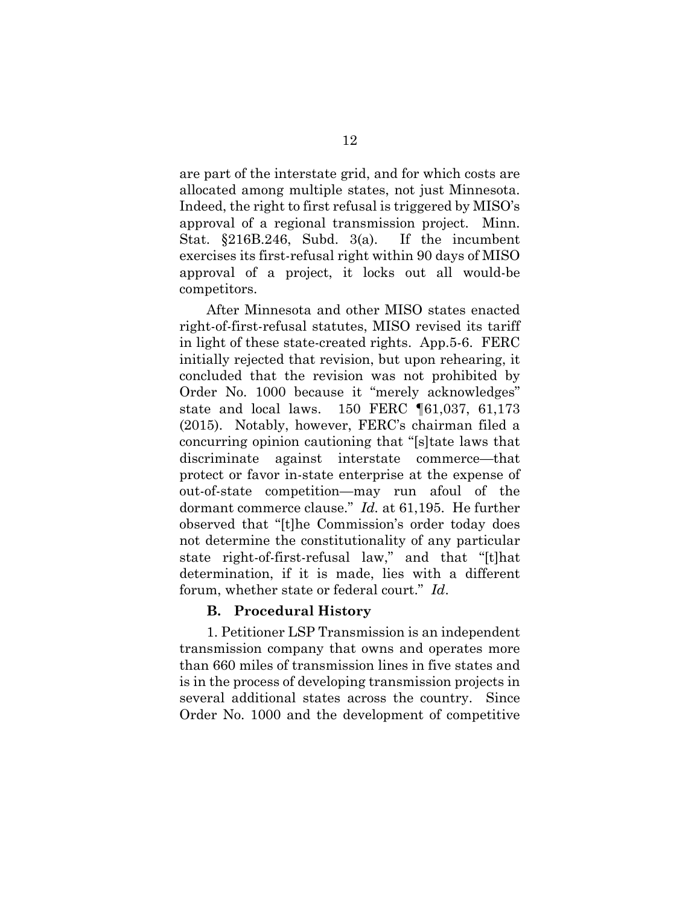are part of the interstate grid, and for which costs are allocated among multiple states, not just Minnesota. Indeed, the right to first refusal is triggered by MISO's approval of a regional transmission project. Minn. Stat. §216B.246, Subd. 3(a). If the incumbent exercises its first-refusal right within 90 days of MISO approval of a project, it locks out all would-be competitors.

After Minnesota and other MISO states enacted right-of-first-refusal statutes, MISO revised its tariff in light of these state-created rights. App.5-6. FERC initially rejected that revision, but upon rehearing, it concluded that the revision was not prohibited by Order No. 1000 because it "merely acknowledges" state and local laws. 150 FERC ¶61,037, 61,173 (2015). Notably, however, FERC's chairman filed a concurring opinion cautioning that "[s]tate laws that discriminate against interstate commerce—that protect or favor in-state enterprise at the expense of out-of-state competition—may run afoul of the dormant commerce clause." *Id.* at 61,195. He further observed that "[t]he Commission's order today does not determine the constitutionality of any particular state right-of-first-refusal law," and that "[t]hat determination, if it is made, lies with a different forum, whether state or federal court." *Id*.

### B. Procedural History

1. Petitioner LSP Transmission is an independent transmission company that owns and operates more than 660 miles of transmission lines in five states and is in the process of developing transmission projects in several additional states across the country. Since Order No. 1000 and the development of competitive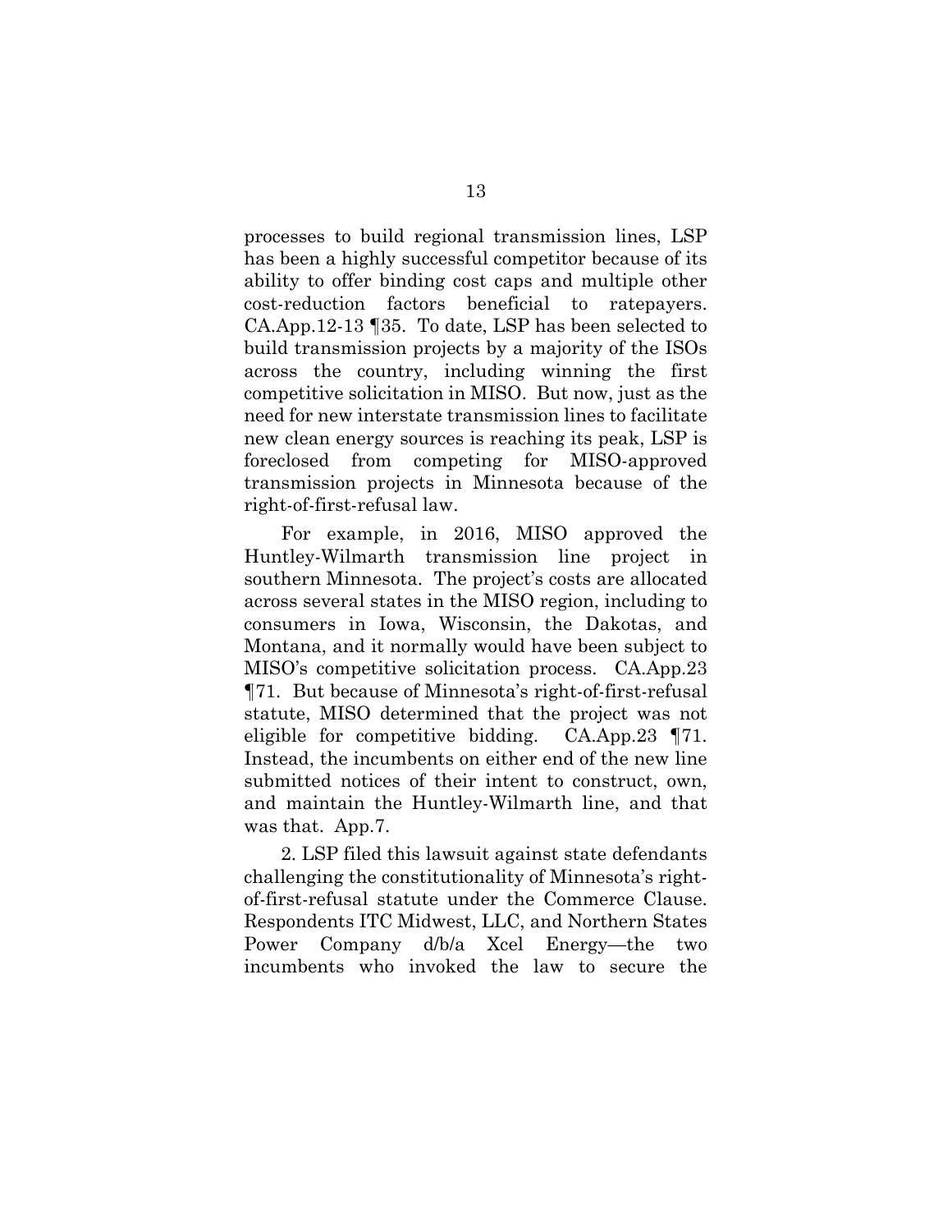processes to build regional transmission lines, LSP has been a highly successful competitor because of its ability to offer binding cost caps and multiple other cost-reduction factors beneficial to ratepayers. CA.App.12-13 ¶35. To date, LSP has been selected to build transmission projects by a majority of the ISOs across the country, including winning the first competitive solicitation in MISO. But now, just as the need for new interstate transmission lines to facilitate new clean energy sources is reaching its peak, LSP is foreclosed from competing for MISO-approved transmission projects in Minnesota because of the right-of-first-refusal law.

For example, in 2016, MISO approved the Huntley-Wilmarth transmission line project in southern Minnesota. The project's costs are allocated across several states in the MISO region, including to consumers in Iowa, Wisconsin, the Dakotas, and Montana, and it normally would have been subject to MISO's competitive solicitation process. CA.App.23 ¶71. But because of Minnesota's right-of-first-refusal statute, MISO determined that the project was not eligible for competitive bidding. CA.App.23 ¶71. Instead, the incumbents on either end of the new line submitted notices of their intent to construct, own, and maintain the Huntley-Wilmarth line, and that was that. App.7.

2. LSP filed this lawsuit against state defendants challenging the constitutionality of Minnesota's right-of-first-refusal statute under the Commerce Clause. Respondents ITC Midwest, LLC, and Northern States Power Company d/b/a Xcel Energy—the two incumbents who invoked the law to secure the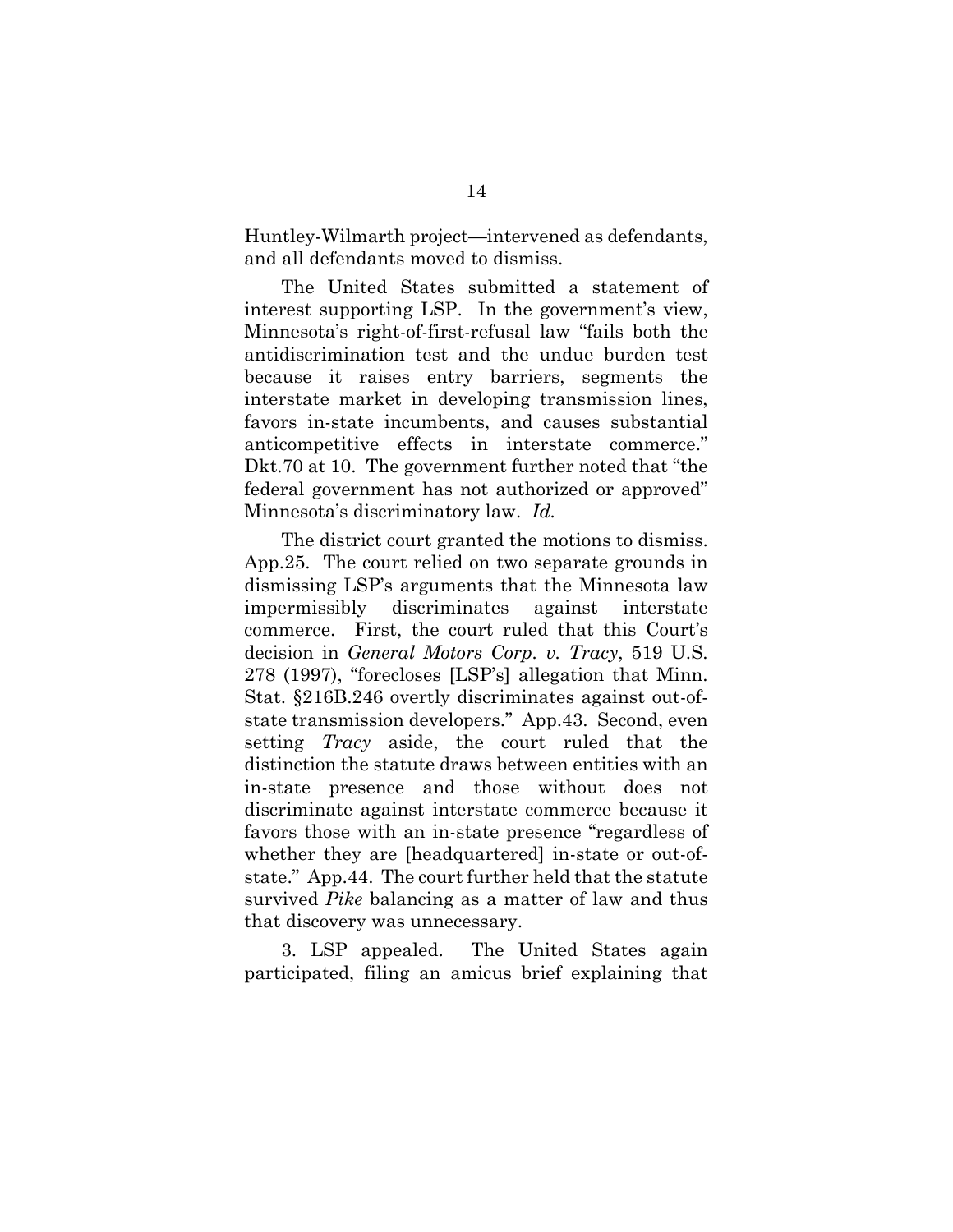Huntley-Wilmarth project—intervened as defendants, and all defendants moved to dismiss.

The United States submitted a statement of interest supporting LSP. In the government's view, Minnesota's right-of-first-refusal law "fails both the antidiscrimination test and the undue burden test because it raises entry barriers, segments the interstate market in developing transmission lines, favors in-state incumbents, and causes substantial anticompetitive effects in interstate commerce." Dkt.70 at 10. The government further noted that "the federal government has not authorized or approved" Minnesota's discriminatory law. *Id.*

The district court granted the motions to dismiss. App.25. The court relied on two separate grounds in dismissing LSP's arguments that the Minnesota law impermissibly discriminates against interstate commerce. First, the court ruled that this Court's decision in *General Motors Corp. v. Tracy*, 519 U.S. 278 (1997), "forecloses [LSP's] allegation that Minn. Stat. §216B.246 overtly discriminates against out-of-state transmission developers." App.43. Second, even setting *Tracy* aside, the court ruled that the distinction the statute draws between entities with an in-state presence and those without does not discriminate against interstate commerce because it favors those with an in-state presence "regardless of whether they are [headquartered] in-state or out-of-state." App.44. The court further held that the statute survived *Pike* balancing as a matter of law and thus that discovery was unnecessary.

3. LSP appealed. The United States again participated, filing an amicus brief explaining that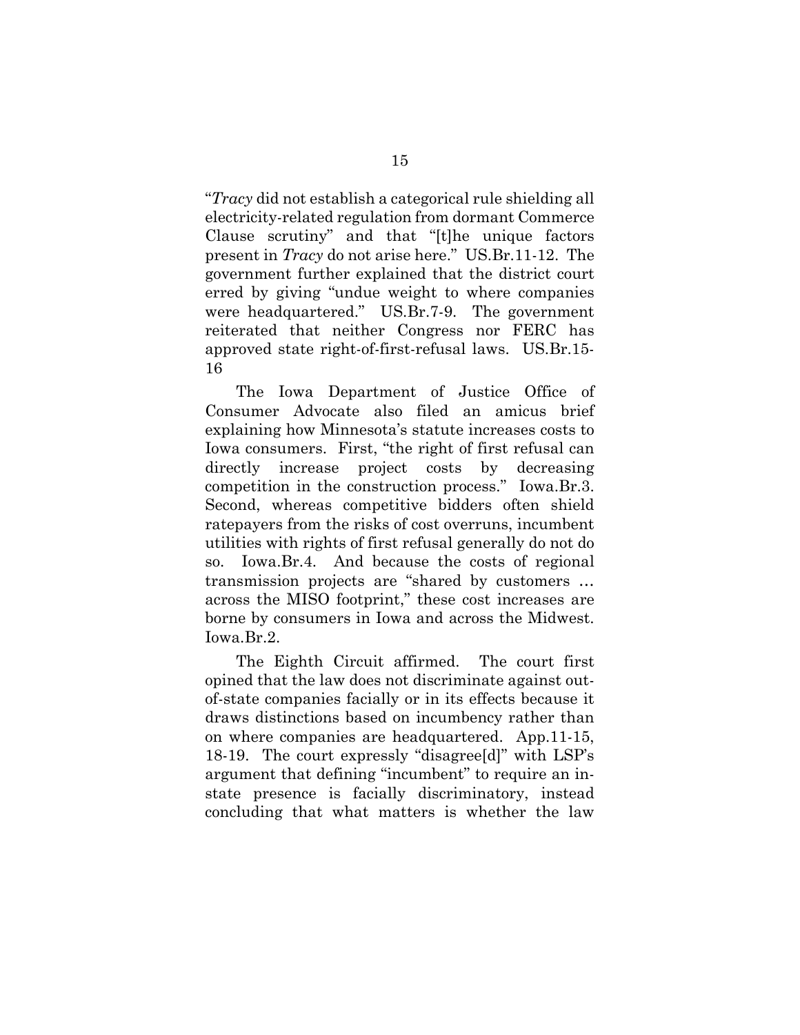"*Tracy* did not establish a categorical rule shielding all electricity-related regulation from dormant Commerce Clause scrutiny" and that "[t]he unique factors present in *Tracy* do not arise here." US.Br.11-12. The government further explained that the district court erred by giving "undue weight to where companies were headquartered." US.Br.7-9. The government reiterated that neither Congress nor FERC has approved state right-of-first-refusal laws. US.Br.15-16

The Iowa Department of Justice Office of Consumer Advocate also filed an amicus brief explaining how Minnesota's statute increases costs to Iowa consumers. First, "the right of first refusal can directly increase project costs by decreasing competition in the construction process." Iowa.Br.3. Second, whereas competitive bidders often shield ratepayers from the risks of cost overruns, incumbent utilities with rights of first refusal generally do not do so. Iowa.Br.4. And because the costs of regional transmission projects are "shared by customers … across the MISO footprint," these cost increases are borne by consumers in Iowa and across the Midwest. Iowa.Br.2.

The Eighth Circuit affirmed. The court first opined that the law does not discriminate against out-of-state companies facially or in its effects because it draws distinctions based on incumbency rather than on where companies are headquartered. App.11-15, 18-19. The court expressly "disagree[d]" with LSP's argument that defining "incumbent" to require an in-state presence is facially discriminatory, instead concluding that what matters is whether the law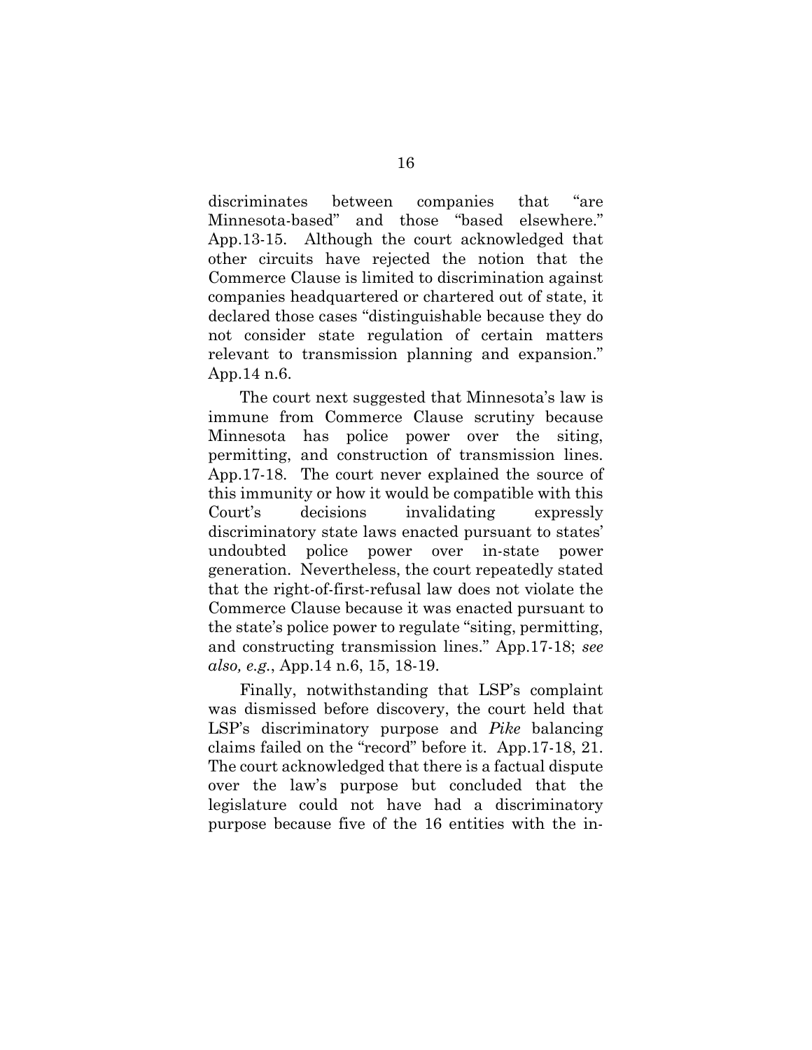discriminates between companies that "are Minnesota-based" and those "based elsewhere." App.13-15. Although the court acknowledged that other circuits have rejected the notion that the Commerce Clause is limited to discrimination against companies headquartered or chartered out of state, it declared those cases "distinguishable because they do not consider state regulation of certain matters relevant to transmission planning and expansion." App.14 n.6.

The court next suggested that Minnesota's law is immune from Commerce Clause scrutiny because Minnesota has police power over the siting, permitting, and construction of transmission lines. App.17-18. The court never explained the source of this immunity or how it would be compatible with this Court's decisions invalidating expressly discriminatory state laws enacted pursuant to states' undoubted police power over in-state power generation. Nevertheless, the court repeatedly stated that the right-of-first-refusal law does not violate the Commerce Clause because it was enacted pursuant to the state's police power to regulate "siting, permitting, and constructing transmission lines." App.17-18; *see also, e.g.*, App.14 n.6, 15, 18-19.

Finally, notwithstanding that LSP's complaint was dismissed before discovery, the court held that LSP's discriminatory purpose and *Pike* balancing claims failed on the "record" before it. App.17-18, 21. The court acknowledged that there is a factual dispute over the law's purpose but concluded that the legislature could not have had a discriminatory purpose because five of the 16 entities with the in-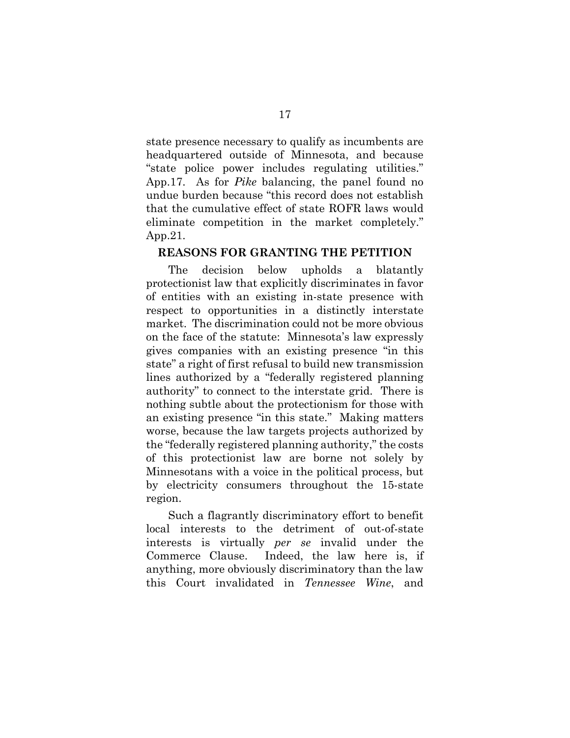state presence necessary to qualify as incumbents are headquartered outside of Minnesota, and because "state police power includes regulating utilities." App.17. As for *Pike* balancing, the panel found no undue burden because "this record does not establish that the cumulative effect of state ROFR laws would eliminate competition in the market completely." App.21.

## REASONS FOR GRANTING THE PETITION

The decision below upholds a blatantly protectionist law that explicitly discriminates in favor of entities with an existing in-state presence with respect to opportunities in a distinctly interstate market. The discrimination could not be more obvious on the face of the statute: Minnesota's law expressly gives companies with an existing presence "in this state" a right of first refusal to build new transmission lines authorized by a "federally registered planning authority" to connect to the interstate grid. There is nothing subtle about the protectionism for those with an existing presence "in this state." Making matters worse, because the law targets projects authorized by the "federally registered planning authority," the costs of this protectionist law are borne not solely by Minnesotans with a voice in the political process, but by electricity consumers throughout the 15-state region.

Such a flagrantly discriminatory effort to benefit local interests to the detriment of out-of-state interests is virtually *per se* invalid under the Commerce Clause. Indeed, the law here is, if anything, more obviously discriminatory than the law this Court invalidated in *Tennessee Wine*, and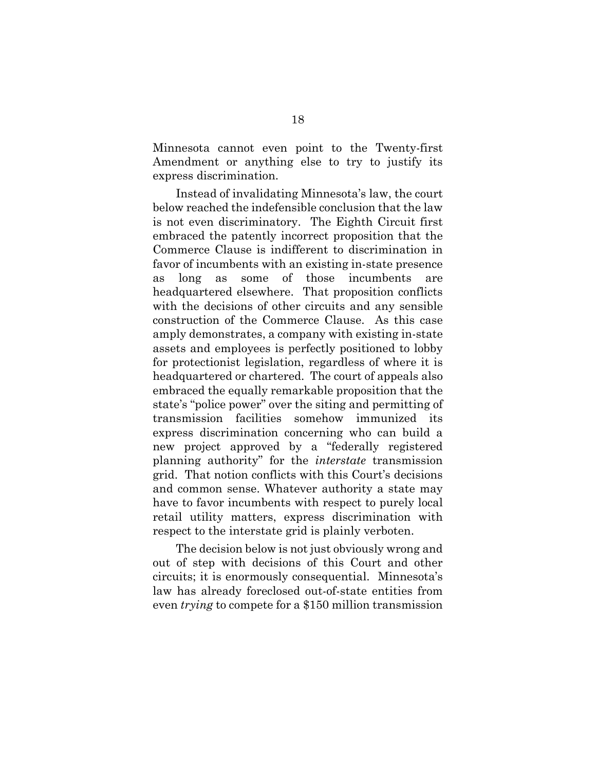Minnesota cannot even point to the Twenty-first Amendment or anything else to try to justify its express discrimination.

Instead of invalidating Minnesota's law, the court below reached the indefensible conclusion that the law is not even discriminatory. The Eighth Circuit first embraced the patently incorrect proposition that the Commerce Clause is indifferent to discrimination in favor of incumbents with an existing in-state presence as long as some of those incumbents are headquartered elsewhere. That proposition conflicts with the decisions of other circuits and any sensible construction of the Commerce Clause. As this case amply demonstrates, a company with existing in-state assets and employees is perfectly positioned to lobby for protectionist legislation, regardless of where it is headquartered or chartered. The court of appeals also embraced the equally remarkable proposition that the state's "police power" over the siting and permitting of transmission facilities somehow immunized its express discrimination concerning who can build a new project approved by a "federally registered planning authority" for the *interstate* transmission grid. That notion conflicts with this Court's decisions and common sense. Whatever authority a state may have to favor incumbents with respect to purely local retail utility matters, express discrimination with respect to the interstate grid is plainly verboten.

The decision below is not just obviously wrong and out of step with decisions of this Court and other circuits; it is enormously consequential. Minnesota's law has already foreclosed out-of-state entities from even *trying* to compete for a $150 million transmission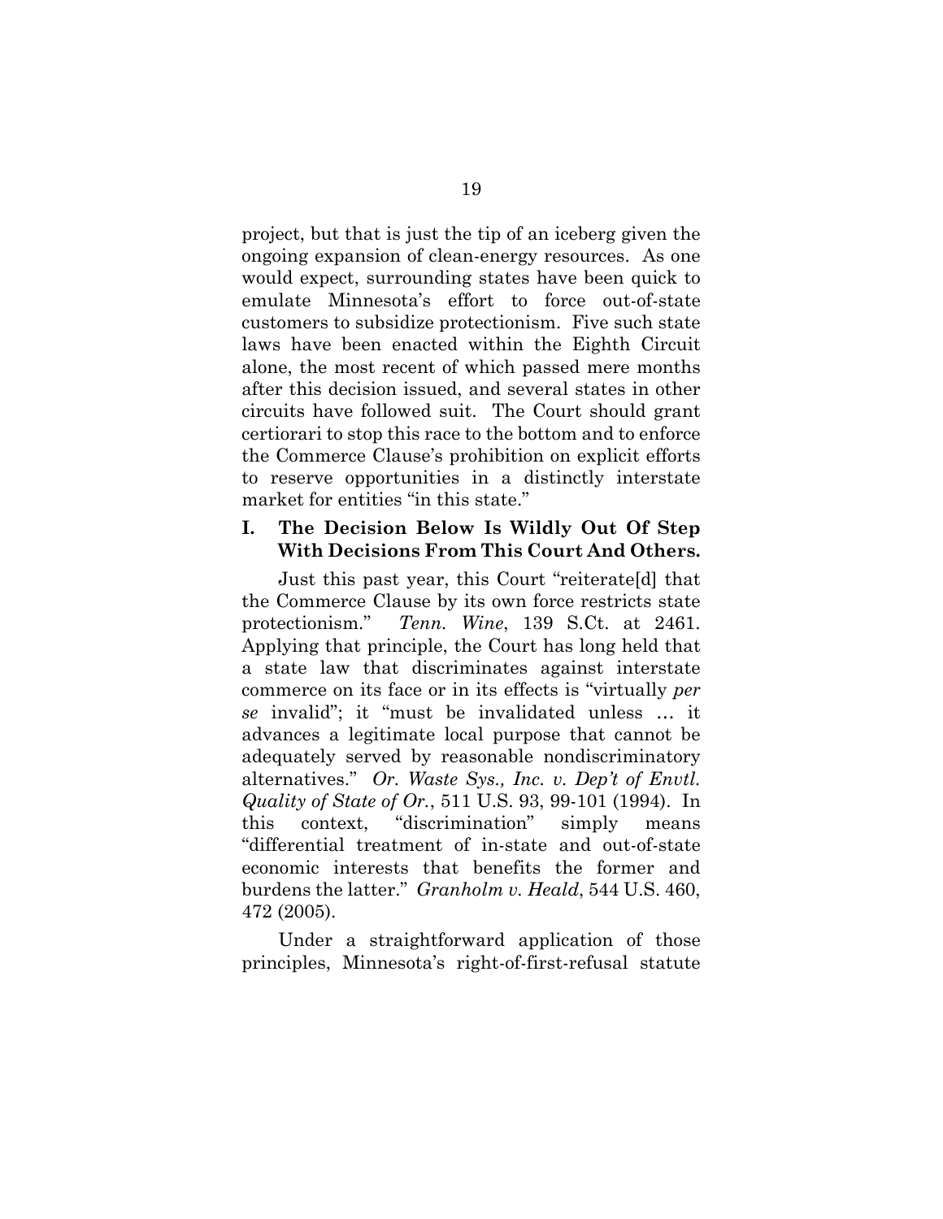project, but that is just the tip of an iceberg given the ongoing expansion of clean-energy resources. As one would expect, surrounding states have been quick to emulate Minnesota's effort to force out-of-state customers to subsidize protectionism. Five such state laws have been enacted within the Eighth Circuit alone, the most recent of which passed mere months after this decision issued, and several states in other circuits have followed suit. The Court should grant certiorari to stop this race to the bottom and to enforce the Commerce Clause's prohibition on explicit efforts to reserve opportunities in a distinctly interstate market for entities "in this state."

## I. The Decision Below Is Wildly Out Of Step With Decisions From This Court And Others.

Just this past year, this Court "reiterate[d] that the Commerce Clause by its own force restricts state protectionism." *Tenn. Wine*, 139 S.Ct. at 2461. Applying that principle, the Court has long held that a state law that discriminates against interstate commerce on its face or in its effects is "virtually *per se* invalid"; it "must be invalidated unless … it advances a legitimate local purpose that cannot be adequately served by reasonable nondiscriminatory alternatives." *Or. Waste Sys., Inc. v. Dep't of Envtl. Quality of State of Or.*, 511 U.S. 93, 99-101 (1994). In this context, "discrimination" simply means "differential treatment of in-state and out-of-state economic interests that benefits the former and burdens the latter." *Granholm v. Heald*, 544 U.S. 460, 472 (2005).

Under a straightforward application of those principles, Minnesota's right-of-first-refusal statute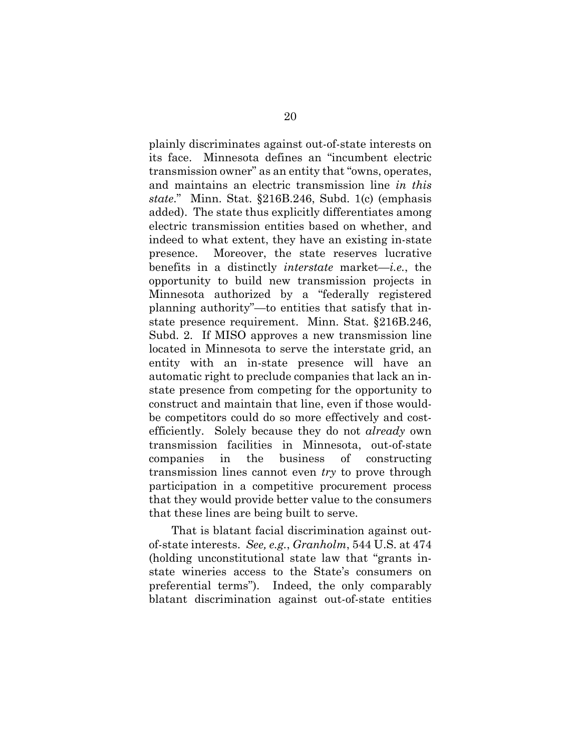plainly discriminates against out-of-state interests on its face. Minnesota defines an "incumbent electric transmission owner" as an entity that "owns, operates, and maintains an electric transmission line *in this state*." Minn. Stat. §216B.246, Subd. 1(c) (emphasis added). The state thus explicitly differentiates among electric transmission entities based on whether, and indeed to what extent, they have an existing in-state presence. Moreover, the state reserves lucrative benefits in a distinctly *interstate* market—*i.e.*, the opportunity to build new transmission projects in Minnesota authorized by a "federally registered planning authority"—to entities that satisfy that in-state presence requirement. Minn. Stat. §216B.246, Subd. 2. If MISO approves a new transmission line located in Minnesota to serve the interstate grid, an entity with an in-state presence will have an automatic right to preclude companies that lack an in-state presence from competing for the opportunity to construct and maintain that line, even if those would-be competitors could do so more effectively and cost-efficiently. Solely because they do not *already* own transmission facilities in Minnesota, out-of-state companies in the business of constructing transmission lines cannot even *try* to prove through participation in a competitive procurement process that they would provide better value to the consumers that these lines are being built to serve.

That is blatant facial discrimination against out-of-state interests. *See, e.g.*, *Granholm*, 544 U.S. at 474 (holding unconstitutional state law that "grants in-state wineries access to the State's consumers on preferential terms"). Indeed, the only comparably blatant discrimination against out-of-state entities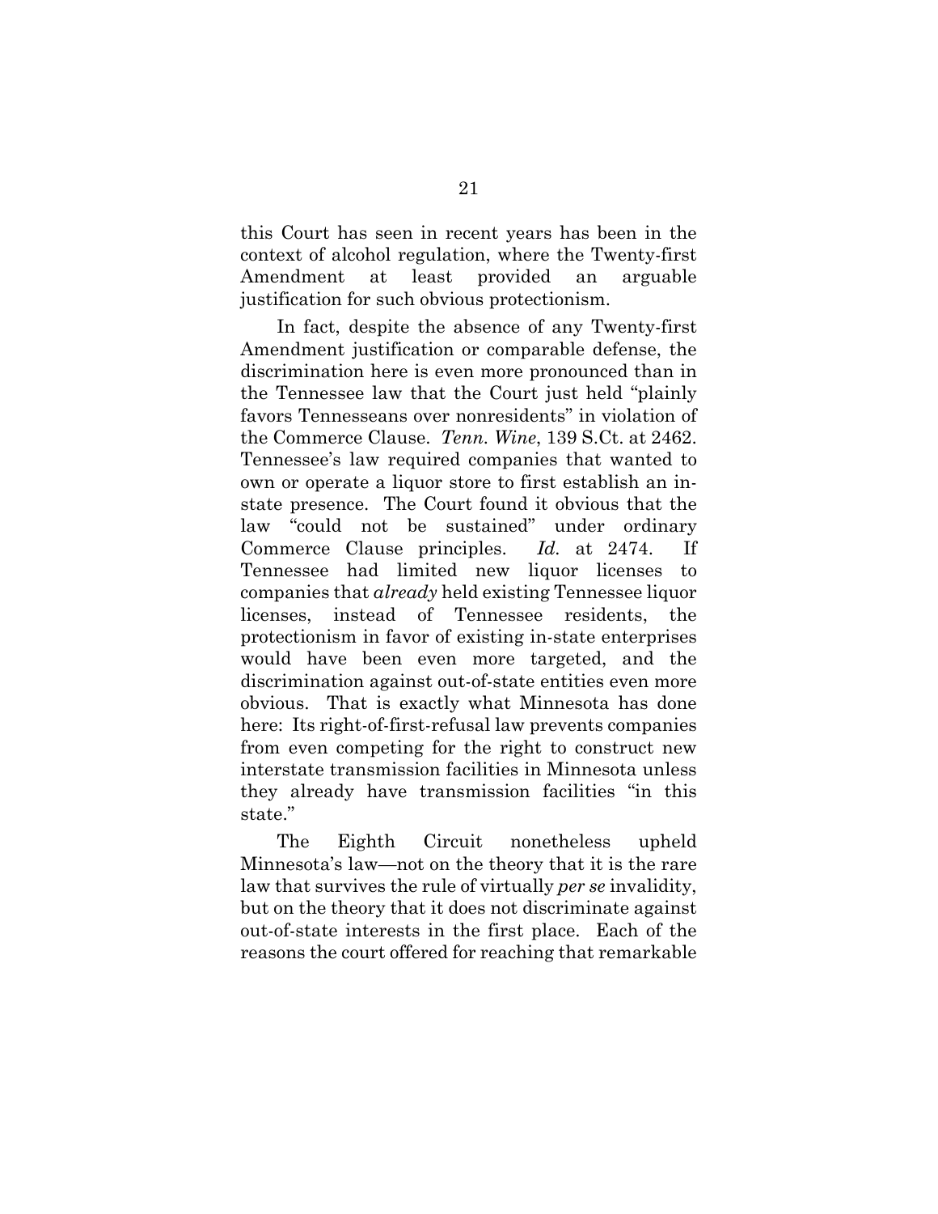this Court has seen in recent years has been in the context of alcohol regulation, where the Twenty-first Amendment at least provided an arguable justification for such obvious protectionism.

In fact, despite the absence of any Twenty-first Amendment justification or comparable defense, the discrimination here is even more pronounced than in the Tennessee law that the Court just held "plainly favors Tennesseans over nonresidents" in violation of the Commerce Clause. *Tenn. Wine*, 139 S.Ct. at 2462. Tennessee's law required companies that wanted to own or operate a liquor store to first establish an in-state presence. The Court found it obvious that the law "could not be sustained" under ordinary Commerce Clause principles. *Id.* at 2474. If Tennessee had limited new liquor licenses to companies that *already* held existing Tennessee liquor licenses, instead of Tennessee residents, the protectionism in favor of existing in-state enterprises would have been even more targeted, and the discrimination against out-of-state entities even more obvious. That is exactly what Minnesota has done here: Its right-of-first-refusal law prevents companies from even competing for the right to construct new interstate transmission facilities in Minnesota unless they already have transmission facilities "in this state."

The Eighth Circuit nonetheless upheld Minnesota's law—not on the theory that it is the rare law that survives the rule of virtually *per se* invalidity, but on the theory that it does not discriminate against out-of-state interests in the first place. Each of the reasons the court offered for reaching that remarkable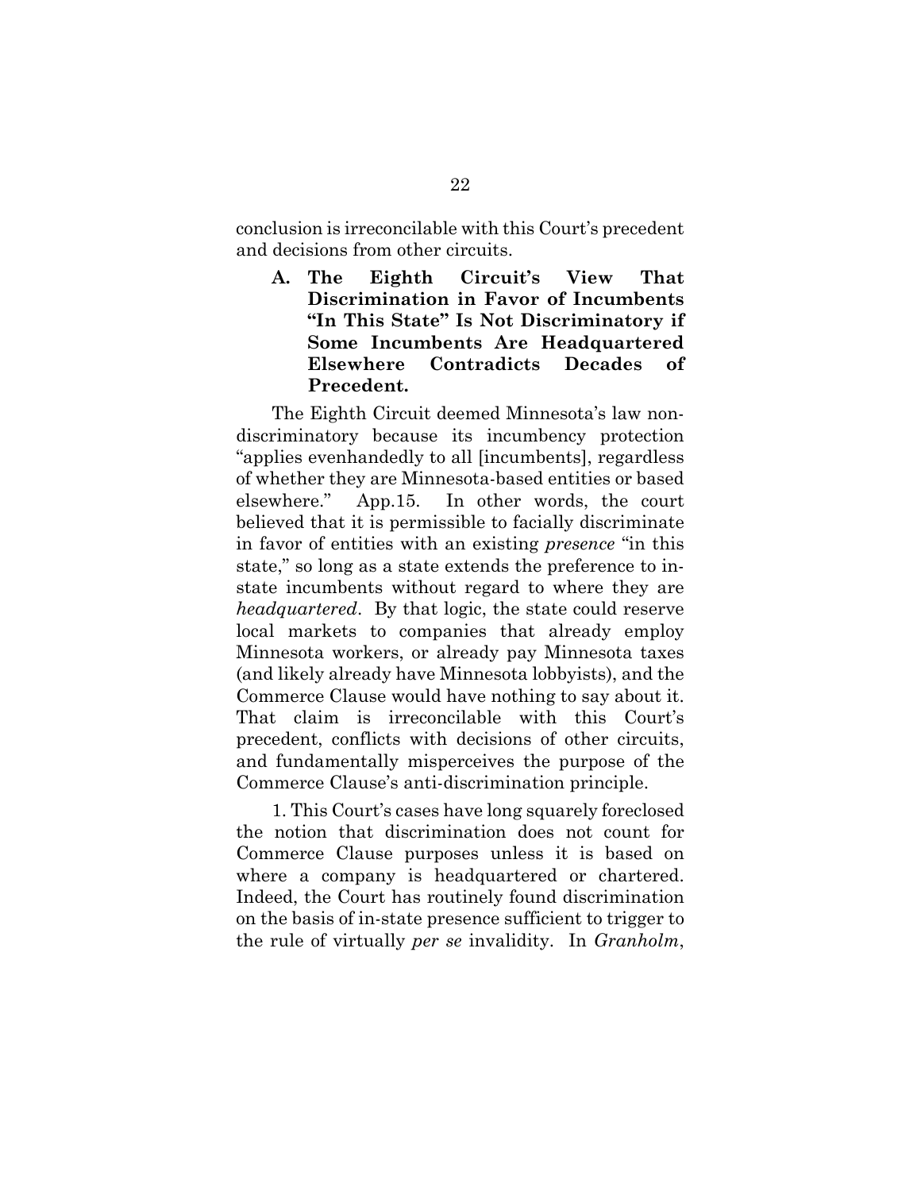conclusion is irreconcilable with this Court's precedent and decisions from other circuits.

### A. The Eighth Circuit's View That Discrimination in Favor of Incumbents "In This State" Is Not Discriminatory if Some Incumbents Are Headquartered Elsewhere Contradicts Decades of Precedent.

The Eighth Circuit deemed Minnesota's law non-discriminatory because its incumbency protection "applies evenhandedly to all [incumbents], regardless of whether they are Minnesota-based entities or based elsewhere." App.15. In other words, the court believed that it is permissible to facially discriminate in favor of entities with an existing *presence* "in this state," so long as a state extends the preference to in-state incumbents without regard to where they are *headquartered*. By that logic, the state could reserve local markets to companies that already employ Minnesota workers, or already pay Minnesota taxes (and likely already have Minnesota lobbyists), and the Commerce Clause would have nothing to say about it. That claim is irreconcilable with this Court's precedent, conflicts with decisions of other circuits, and fundamentally misperceives the purpose of the Commerce Clause's anti-discrimination principle.

1. This Court's cases have long squarely foreclosed the notion that discrimination does not count for Commerce Clause purposes unless it is based on where a company is headquartered or chartered. Indeed, the Court has routinely found discrimination on the basis of in-state presence sufficient to trigger to the rule of virtually *per se* invalidity. In *Granholm*,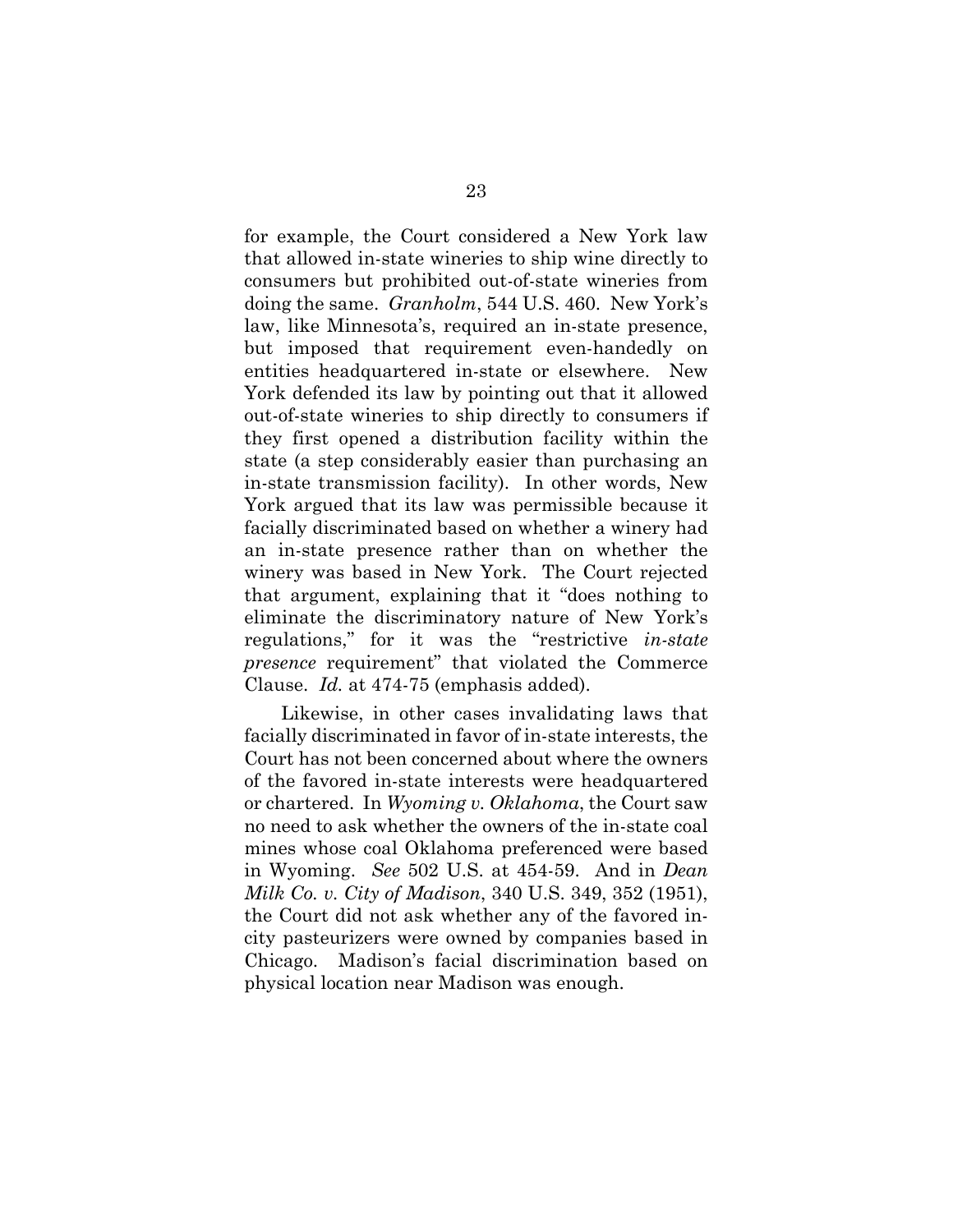for example, the Court considered a New York law that allowed in-state wineries to ship wine directly to consumers but prohibited out-of-state wineries from doing the same. *Granholm*, 544 U.S. 460. New York's law, like Minnesota's, required an in-state presence, but imposed that requirement even-handedly on entities headquartered in-state or elsewhere. New York defended its law by pointing out that it allowed out-of-state wineries to ship directly to consumers if they first opened a distribution facility within the state (a step considerably easier than purchasing an in-state transmission facility). In other words, New York argued that its law was permissible because it facially discriminated based on whether a winery had an in-state presence rather than on whether the winery was based in New York. The Court rejected that argument, explaining that it "does nothing to eliminate the discriminatory nature of New York's regulations," for it was the "restrictive *in-state presence* requirement" that violated the Commerce Clause. *Id.* at 474-75 (emphasis added).

Likewise, in other cases invalidating laws that facially discriminated in favor of in-state interests, the Court has not been concerned about where the owners of the favored in-state interests were headquartered or chartered. In *Wyoming v. Oklahoma*, the Court saw no need to ask whether the owners of the in-state coal mines whose coal Oklahoma preferenced were based in Wyoming. *See* 502 U.S. at 454-59. And in *Dean Milk Co. v. City of Madison*, 340 U.S. 349, 352 (1951), the Court did not ask whether any of the favored in-city pasteurizers were owned by companies based in Chicago. Madison's facial discrimination based on physical location near Madison was enough.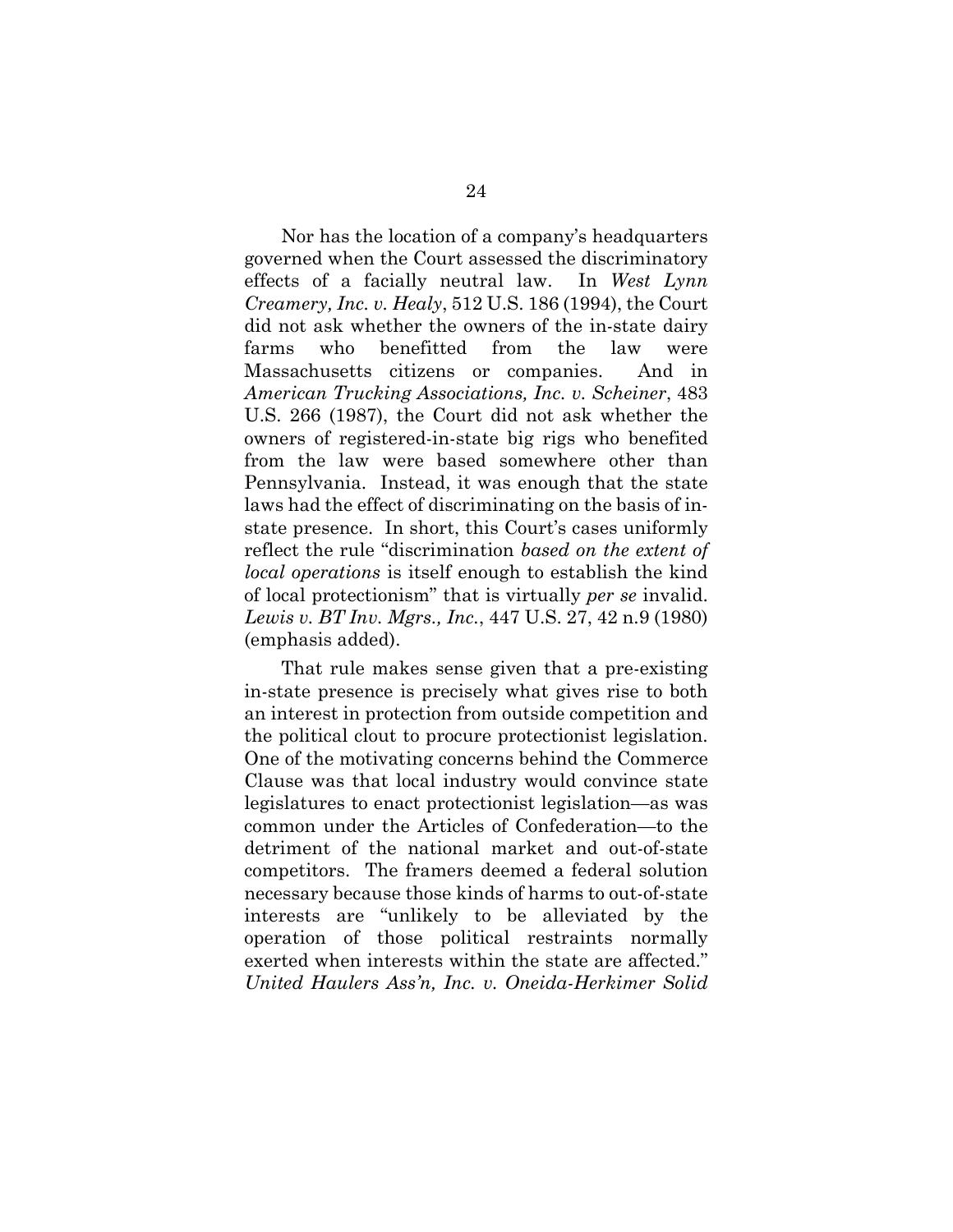Nor has the location of a company's headquarters governed when the Court assessed the discriminatory effects of a facially neutral law. In *West Lynn Creamery, Inc. v. Healy*, 512 U.S. 186 (1994), the Court did not ask whether the owners of the in-state dairy farms who benefitted from the law were Massachusetts citizens or companies. And in *American Trucking Associations, Inc. v. Scheiner*, 483 U.S. 266 (1987), the Court did not ask whether the owners of registered-in-state big rigs who benefited from the law were based somewhere other than Pennsylvania. Instead, it was enough that the state laws had the effect of discriminating on the basis of in-state presence. In short, this Court's cases uniformly reflect the rule "discrimination *based on the extent of local operations* is itself enough to establish the kind of local protectionism" that is virtually *per se* invalid. *Lewis v. BT Inv. Mgrs., Inc.*, 447 U.S. 27, 42 n.9 (1980) (emphasis added).

That rule makes sense given that a pre-existing in-state presence is precisely what gives rise to both an interest in protection from outside competition and the political clout to procure protectionist legislation. One of the motivating concerns behind the Commerce Clause was that local industry would convince state legislatures to enact protectionist legislation—as was common under the Articles of Confederation—to the detriment of the national market and out-of-state competitors. The framers deemed a federal solution necessary because those kinds of harms to out-of-state interests are "unlikely to be alleviated by the operation of those political restraints normally exerted when interests within the state are affected." *United Haulers Ass'n, Inc. v. Oneida-Herkimer Solid*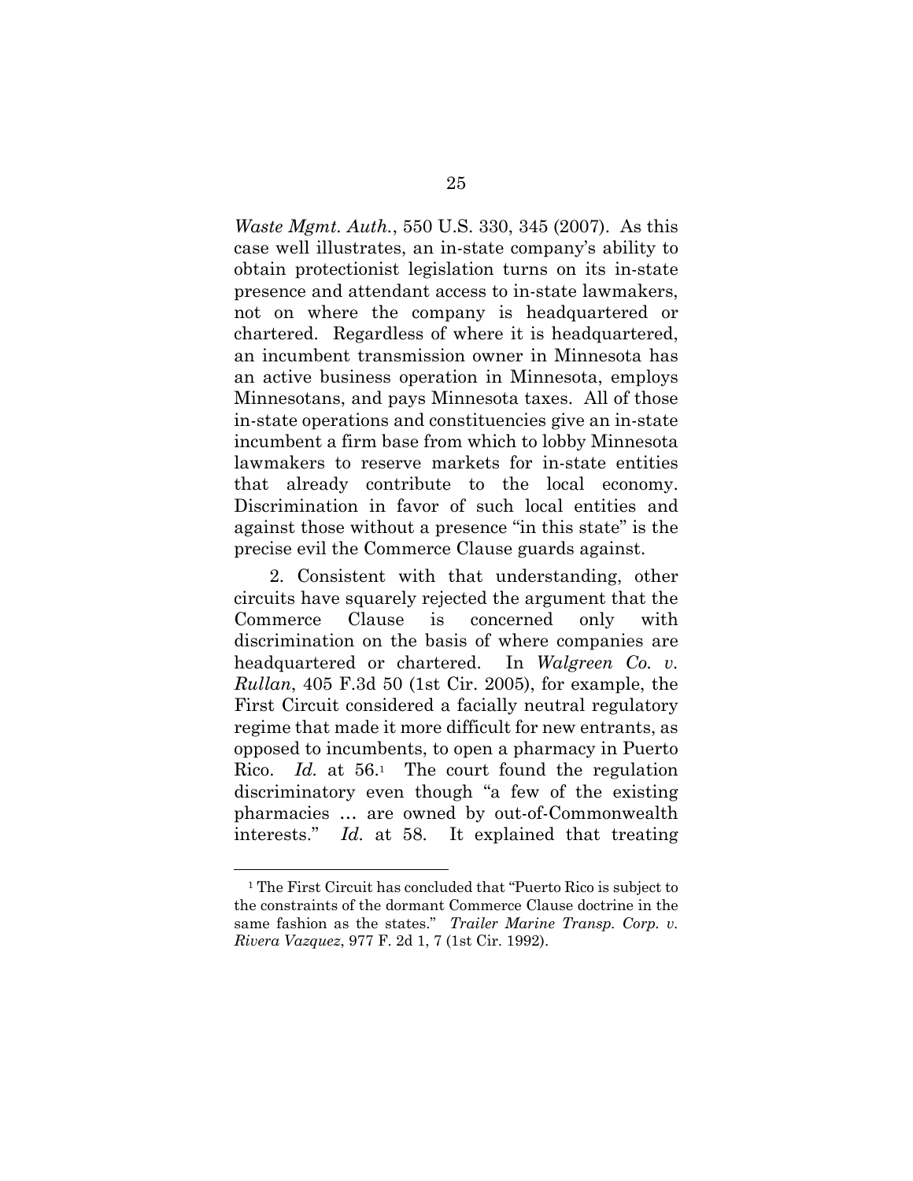*Waste Mgmt. Auth.*, 550 U.S. 330, 345 (2007). As this case well illustrates, an in-state company's ability to obtain protectionist legislation turns on its in-state presence and attendant access to in-state lawmakers, not on where the company is headquartered or chartered. Regardless of where it is headquartered, an incumbent transmission owner in Minnesota has an active business operation in Minnesota, employs Minnesotans, and pays Minnesota taxes. All of those in-state operations and constituencies give an in-state incumbent a firm base from which to lobby Minnesota lawmakers to reserve markets for in-state entities that already contribute to the local economy. Discrimination in favor of such local entities and against those without a presence "in this state" is the precise evil the Commerce Clause guards against.

2. Consistent with that understanding, other circuits have squarely rejected the argument that the Commerce Clause is concerned only with discrimination on the basis of where companies are headquartered or chartered. In *Walgreen Co. v. Rullan*, 405 F.3d 50 (1st Cir. 2005), for example, the First Circuit considered a facially neutral regulatory regime that made it more difficult for new entrants, as opposed to incumbents, to open a pharmacy in Puerto Rico. *Id.* at 56.[1] The court found the regulation discriminatory even though "a few of the existing pharmacies … are owned by out-of-Commonwealth interests." *Id.* at 58. It explained that treating

[1] The First Circuit has concluded that "Puerto Rico is subject to the constraints of the dormant Commerce Clause doctrine in the same fashion as the states." *Trailer Marine Transp. Corp. v. Rivera Vazquez*, 977 F. 2d 1, 7 (1st Cir. 1992).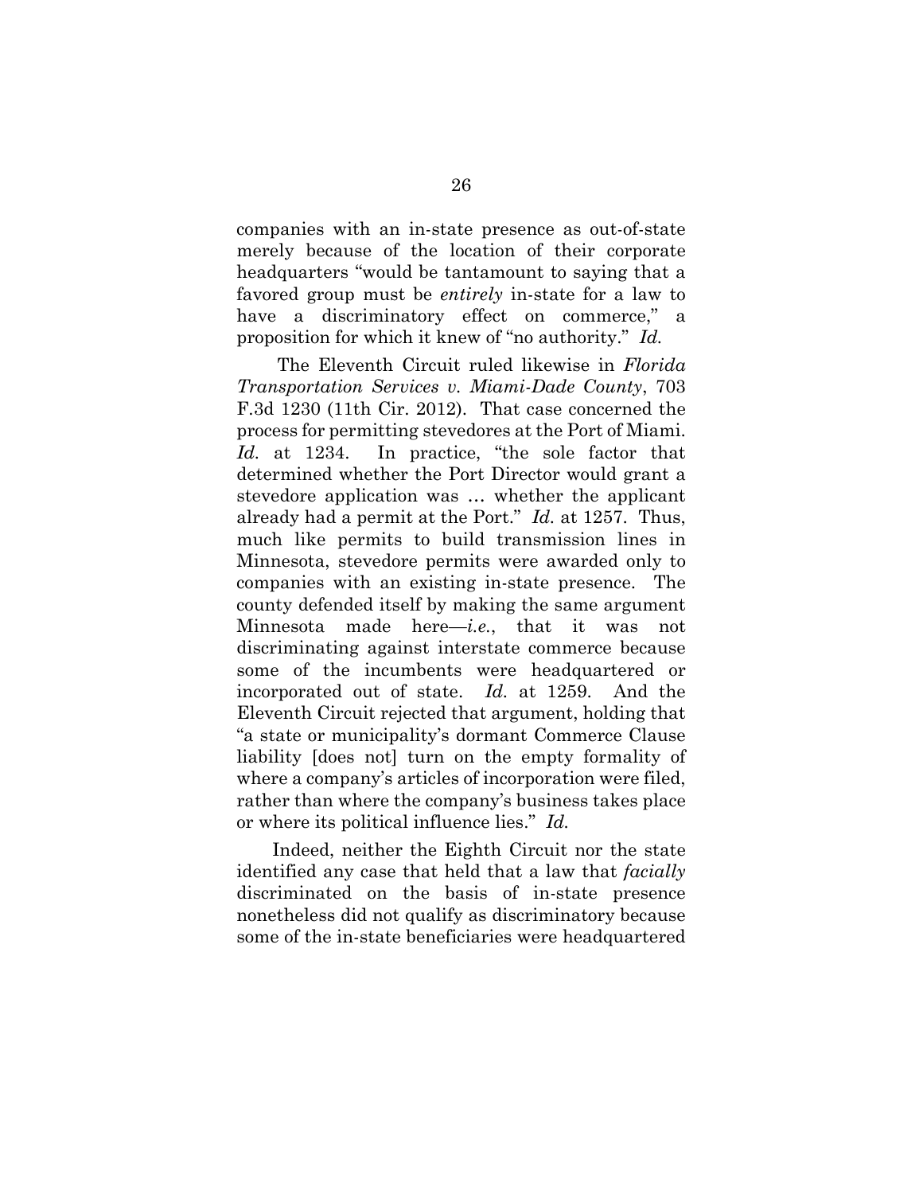companies with an in-state presence as out-of-state merely because of the location of their corporate headquarters "would be tantamount to saying that a favored group must be *entirely* in-state for a law to have a discriminatory effect on commerce," a proposition for which it knew of "no authority." *Id.*

The Eleventh Circuit ruled likewise in *Florida Transportation Services v. Miami-Dade County*, 703 F.3d 1230 (11th Cir. 2012). That case concerned the process for permitting stevedores at the Port of Miami. *Id.* at 1234. In practice, "the sole factor that determined whether the Port Director would grant a stevedore application was … whether the applicant already had a permit at the Port." *Id.* at 1257. Thus, much like permits to build transmission lines in Minnesota, stevedore permits were awarded only to companies with an existing in-state presence. The county defended itself by making the same argument Minnesota made here—*i.e.*, that it was not discriminating against interstate commerce because some of the incumbents were headquartered or incorporated out of state. *Id.* at 1259. And the Eleventh Circuit rejected that argument, holding that "a state or municipality's dormant Commerce Clause liability [does not] turn on the empty formality of where a company's articles of incorporation were filed, rather than where the company's business takes place or where its political influence lies." *Id.*

Indeed, neither the Eighth Circuit nor the state identified any case that held that a law that *facially* discriminated on the basis of in-state presence nonetheless did not qualify as discriminatory because some of the in-state beneficiaries were headquartered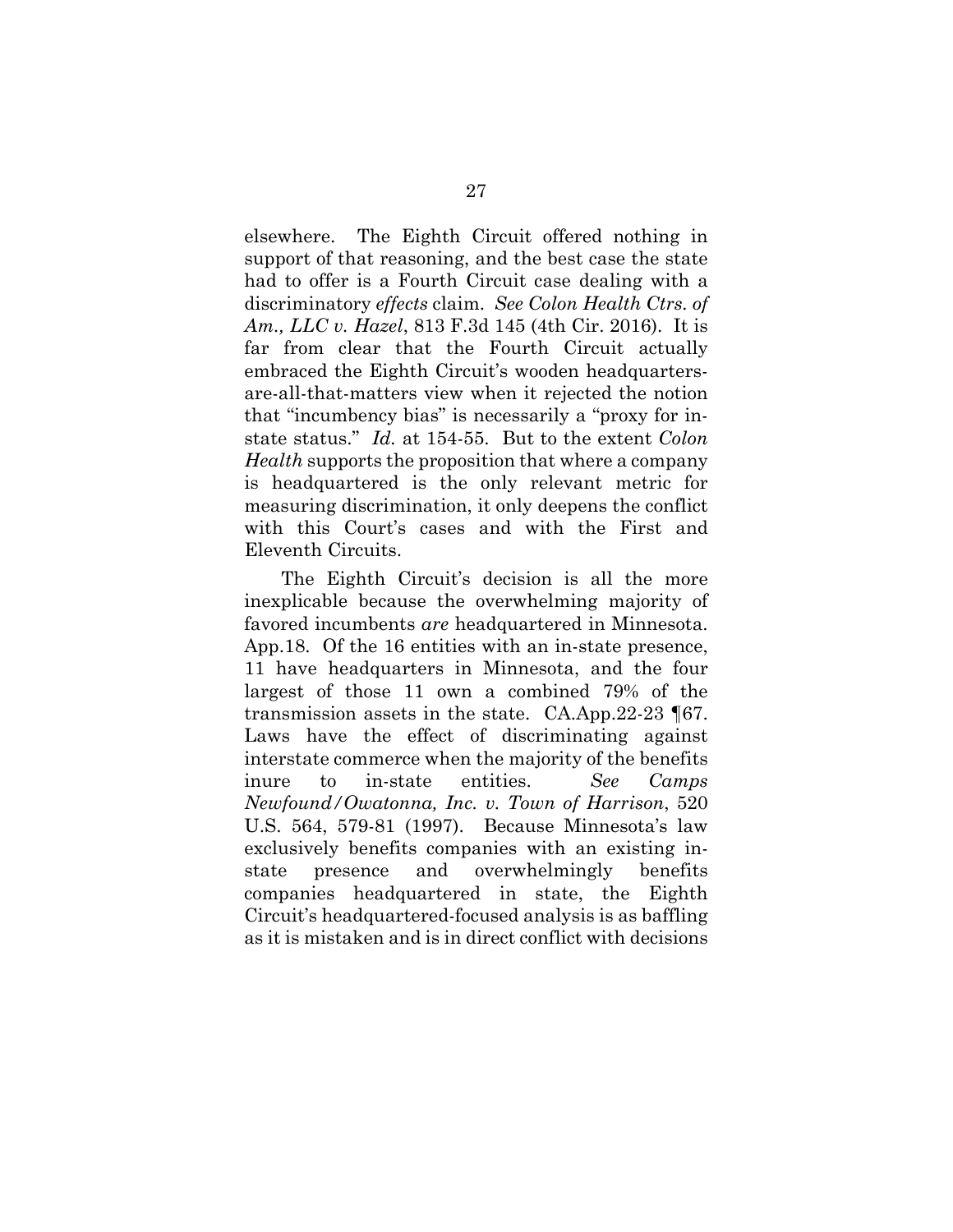elsewhere. The Eighth Circuit offered nothing in support of that reasoning, and the best case the state had to offer is a Fourth Circuit case dealing with a discriminatory *effects* claim. *See Colon Health Ctrs. of Am., LLC v. Hazel*, 813 F.3d 145 (4th Cir. 2016). It is far from clear that the Fourth Circuit actually embraced the Eighth Circuit's wooden headquarters-are-all-that-matters view when it rejected the notion that "incumbency bias" is necessarily a "proxy for in-state status." *Id.* at 154-55. But to the extent *Colon Health* supports the proposition that where a company is headquartered is the only relevant metric for measuring discrimination, it only deepens the conflict with this Court's cases and with the First and Eleventh Circuits.

The Eighth Circuit's decision is all the more inexplicable because the overwhelming majority of favored incumbents *are* headquartered in Minnesota. App.18. Of the 16 entities with an in-state presence, 11 have headquarters in Minnesota, and the four largest of those 11 own a combined 79% of the transmission assets in the state. CA.App.22-23 ¶67. Laws have the effect of discriminating against interstate commerce when the majority of the benefits inure to in-state entities. *See Camps Newfound/Owatonna, Inc. v. Town of Harrison*, 520 U.S. 564, 579-81 (1997). Because Minnesota's law exclusively benefits companies with an existing in-state presence and overwhelmingly benefits companies headquartered in state, the Eighth Circuit's headquartered-focused analysis is as baffling as it is mistaken and is in direct conflict with decisions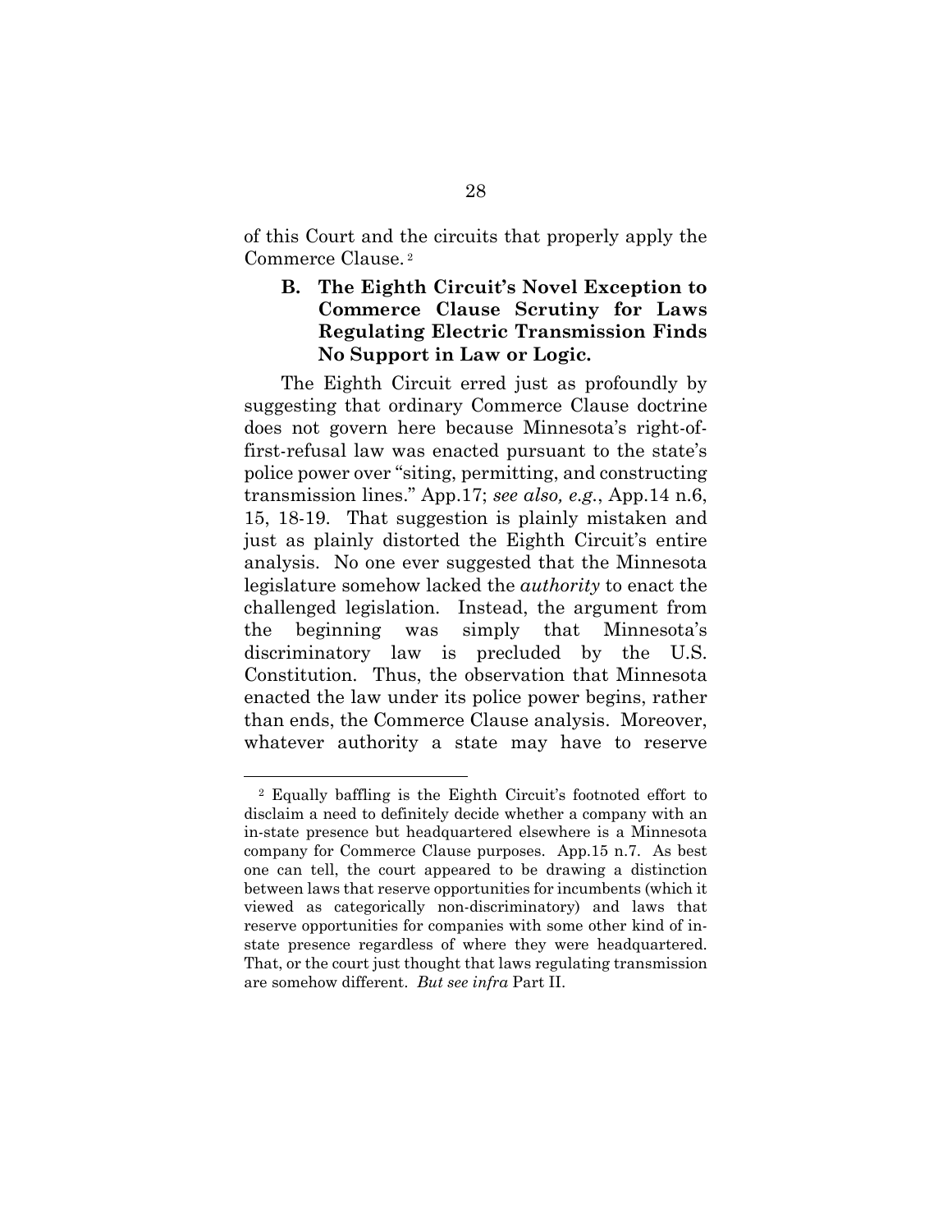of this Court and the circuits that properly apply the Commerce Clause.[2]

### B. The Eighth Circuit's Novel Exception to Commerce Clause Scrutiny for Laws Regulating Electric Transmission Finds No Support in Law or Logic.

The Eighth Circuit erred just as profoundly by suggesting that ordinary Commerce Clause doctrine does not govern here because Minnesota's right-of-first-refusal law was enacted pursuant to the state's police power over "siting, permitting, and constructing transmission lines." App.17; *see also, e.g.*, App.14 n.6, 15, 18-19. That suggestion is plainly mistaken and just as plainly distorted the Eighth Circuit's entire analysis. No one ever suggested that the Minnesota legislature somehow lacked the *authority* to enact the challenged legislation. Instead, the argument from the beginning was simply that Minnesota's discriminatory law is precluded by the U.S. Constitution. Thus, the observation that Minnesota enacted the law under its police power begins, rather than ends, the Commerce Clause analysis. Moreover, whatever authority a state may have to reserve

---

[2] Equally baffling is the Eighth Circuit's footnoted effort to disclaim a need to definitely decide whether a company with an in-state presence but headquartered elsewhere is a Minnesota company for Commerce Clause purposes. App.15 n.7. As best one can tell, the court appeared to be drawing a distinction between laws that reserve opportunities for incumbents (which it viewed as categorically non-discriminatory) and laws that reserve opportunities for companies with some other kind of in-state presence regardless of where they were headquartered. That, or the court just thought that laws regulating transmission are somehow different. *But see infra* Part II.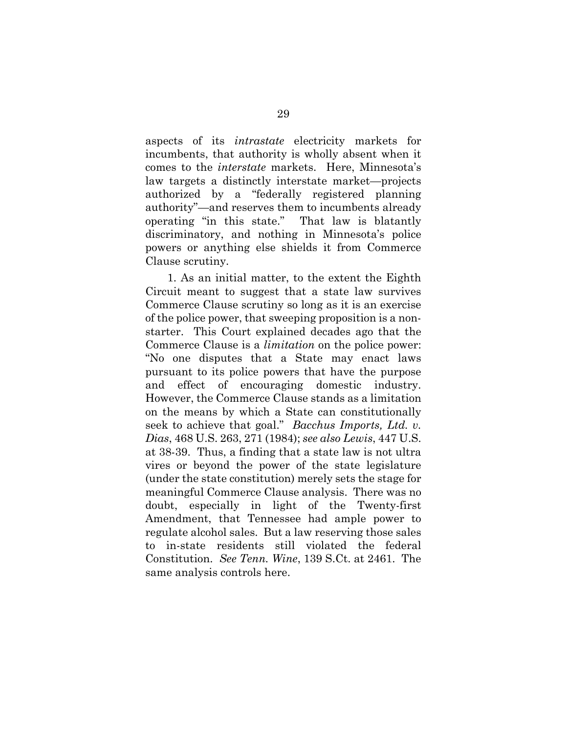aspects of its *intrastate* electricity markets for incumbents, that authority is wholly absent when it comes to the *interstate* markets. Here, Minnesota's law targets a distinctly interstate market—projects authorized by a "federally registered planning authority"—and reserves them to incumbents already operating "in this state." That law is blatantly discriminatory, and nothing in Minnesota's police powers or anything else shields it from Commerce Clause scrutiny.

1. As an initial matter, to the extent the Eighth Circuit meant to suggest that a state law survives Commerce Clause scrutiny so long as it is an exercise of the police power, that sweeping proposition is a non-starter. This Court explained decades ago that the Commerce Clause is a *limitation* on the police power: "No one disputes that a State may enact laws pursuant to its police powers that have the purpose and effect of encouraging domestic industry. However, the Commerce Clause stands as a limitation on the means by which a State can constitutionally seek to achieve that goal." *Bacchus Imports, Ltd. v. Dias*, 468 U.S. 263, 271 (1984); *see also Lewis*, 447 U.S. at 38-39. Thus, a finding that a state law is not ultra vires or beyond the power of the state legislature (under the state constitution) merely sets the stage for meaningful Commerce Clause analysis. There was no doubt, especially in light of the Twenty-first Amendment, that Tennessee had ample power to regulate alcohol sales. But a law reserving those sales to in-state residents still violated the federal Constitution. *See Tenn. Wine*, 139 S.Ct. at 2461. The same analysis controls here.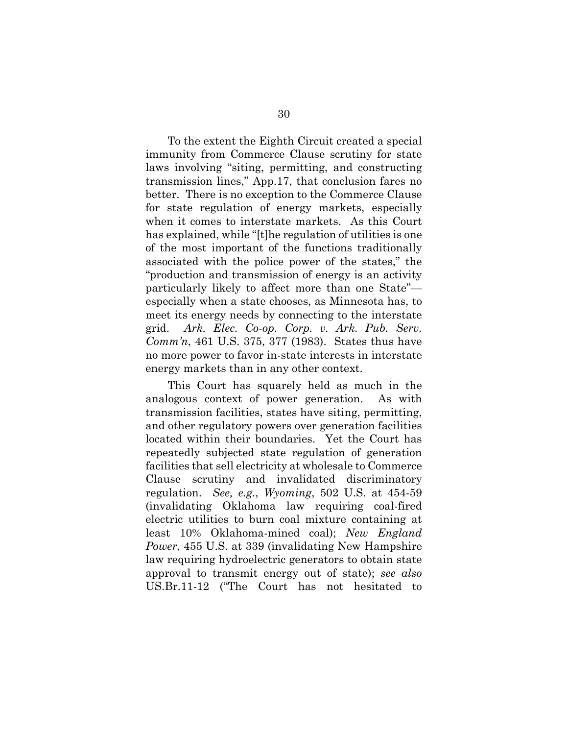To the extent the Eighth Circuit created a special immunity from Commerce Clause scrutiny for state laws involving "siting, permitting, and constructing transmission lines," App.17, that conclusion fares no better. There is no exception to the Commerce Clause for state regulation of energy markets, especially when it comes to interstate markets. As this Court has explained, while "[t]he regulation of utilities is one of the most important of the functions traditionally associated with the police power of the states," the "production and transmission of energy is an activity particularly likely to affect more than one State"—especially when a state chooses, as Minnesota has, to meet its energy needs by connecting to the interstate grid. *Ark. Elec. Co-op. Corp. v. Ark. Pub. Serv. Comm'n*, 461 U.S. 375, 377 (1983). States thus have no more power to favor in-state interests in interstate energy markets than in any other context.

This Court has squarely held as much in the analogous context of power generation. As with transmission facilities, states have siting, permitting, and other regulatory powers over generation facilities located within their boundaries. Yet the Court has repeatedly subjected state regulation of generation facilities that sell electricity at wholesale to Commerce Clause scrutiny and invalidated discriminatory regulation. *See, e.g.*, *Wyoming*, 502 U.S. at 454-59 (invalidating Oklahoma law requiring coal-fired electric utilities to burn coal mixture containing at least 10% Oklahoma-mined coal); *New England Power*, 455 U.S. at 339 (invalidating New Hampshire law requiring hydroelectric generators to obtain state approval to transmit energy out of state); *see also* US.Br.11-12 ("The Court has not hesitated to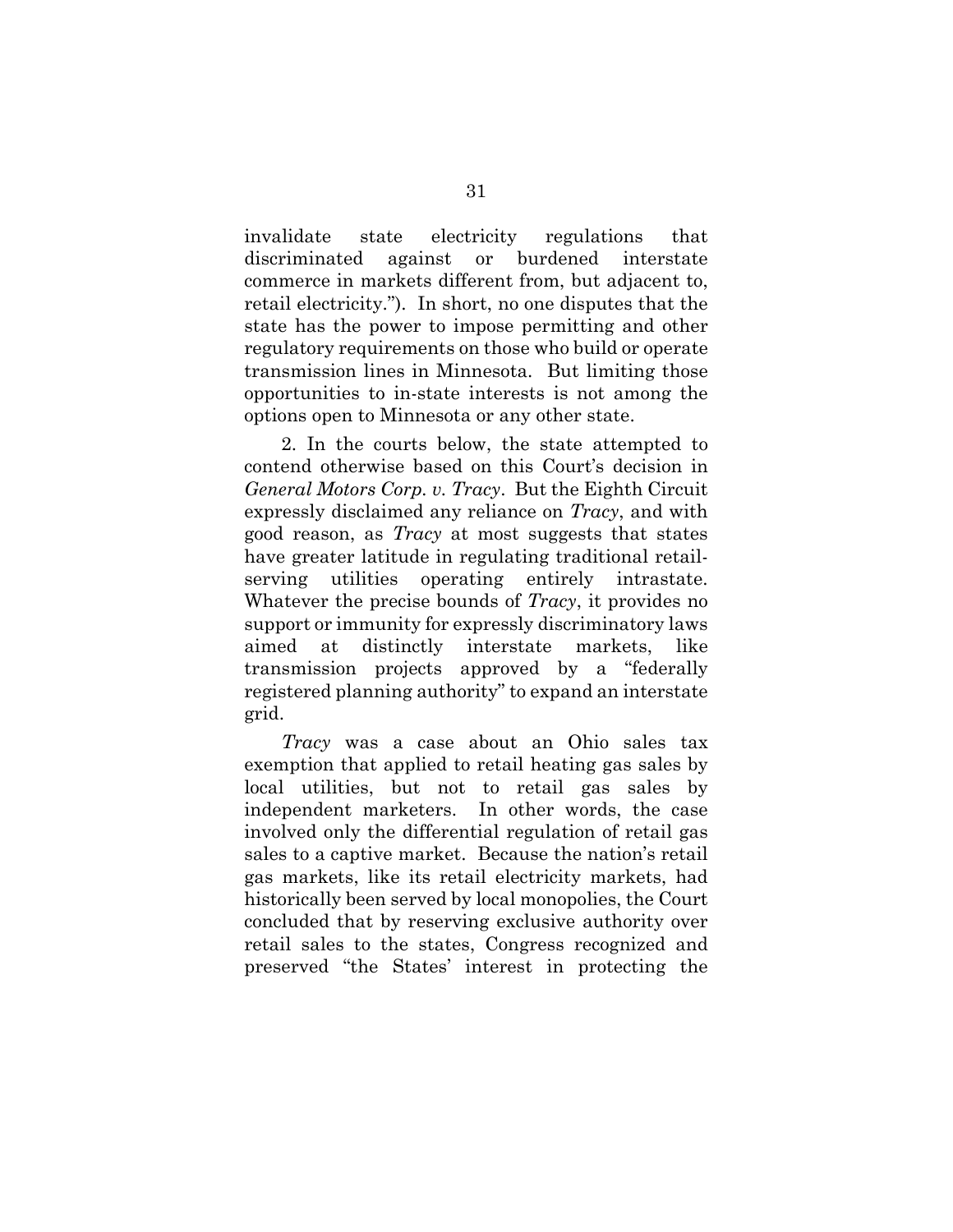invalidate state electricity regulations that discriminated against or burdened interstate commerce in markets different from, but adjacent to, retail electricity."). In short, no one disputes that the state has the power to impose permitting and other regulatory requirements on those who build or operate transmission lines in Minnesota. But limiting those opportunities to in-state interests is not among the options open to Minnesota or any other state.

2. In the courts below, the state attempted to contend otherwise based on this Court's decision in *General Motors Corp. v. Tracy*. But the Eighth Circuit expressly disclaimed any reliance on *Tracy*, and with good reason, as *Tracy* at most suggests that states have greater latitude in regulating traditional retail-serving utilities operating entirely intrastate. Whatever the precise bounds of *Tracy*, it provides no support or immunity for expressly discriminatory laws aimed at distinctly interstate markets, like transmission projects approved by a "federally registered planning authority" to expand an interstate grid.

*Tracy* was a case about an Ohio sales tax exemption that applied to retail heating gas sales by local utilities, but not to retail gas sales by independent marketers. In other words, the case involved only the differential regulation of retail gas sales to a captive market. Because the nation's retail gas markets, like its retail electricity markets, had historically been served by local monopolies, the Court concluded that by reserving exclusive authority over retail sales to the states, Congress recognized and preserved "the States' interest in protecting the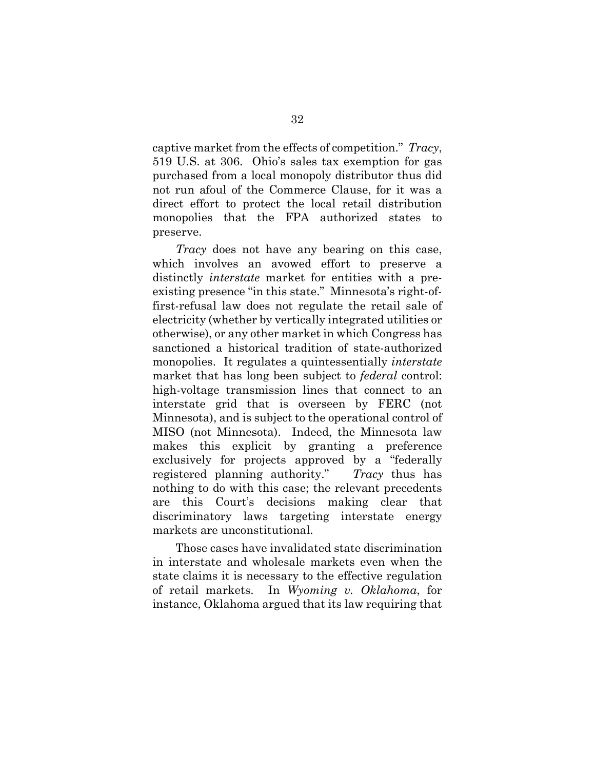captive market from the effects of competition." *Tracy*, 519 U.S. at 306. Ohio's sales tax exemption for gas purchased from a local monopoly distributor thus did not run afoul of the Commerce Clause, for it was a direct effort to protect the local retail distribution monopolies that the FPA authorized states to preserve.

*Tracy* does not have any bearing on this case, which involves an avowed effort to preserve a distinctly *interstate* market for entities with a pre-existing presence "in this state." Minnesota's right-of-first-refusal law does not regulate the retail sale of electricity (whether by vertically integrated utilities or otherwise), or any other market in which Congress has sanctioned a historical tradition of state-authorized monopolies. It regulates a quintessentially *interstate* market that has long been subject to *federal* control: high-voltage transmission lines that connect to an interstate grid that is overseen by FERC (not Minnesota), and is subject to the operational control of MISO (not Minnesota). Indeed, the Minnesota law makes this explicit by granting a preference exclusively for projects approved by a "federally registered planning authority." *Tracy* thus has nothing to do with this case; the relevant precedents are this Court's decisions making clear that discriminatory laws targeting interstate energy markets are unconstitutional.

Those cases have invalidated state discrimination in interstate and wholesale markets even when the state claims it is necessary to the effective regulation of retail markets. In *Wyoming v. Oklahoma*, for instance, Oklahoma argued that its law requiring that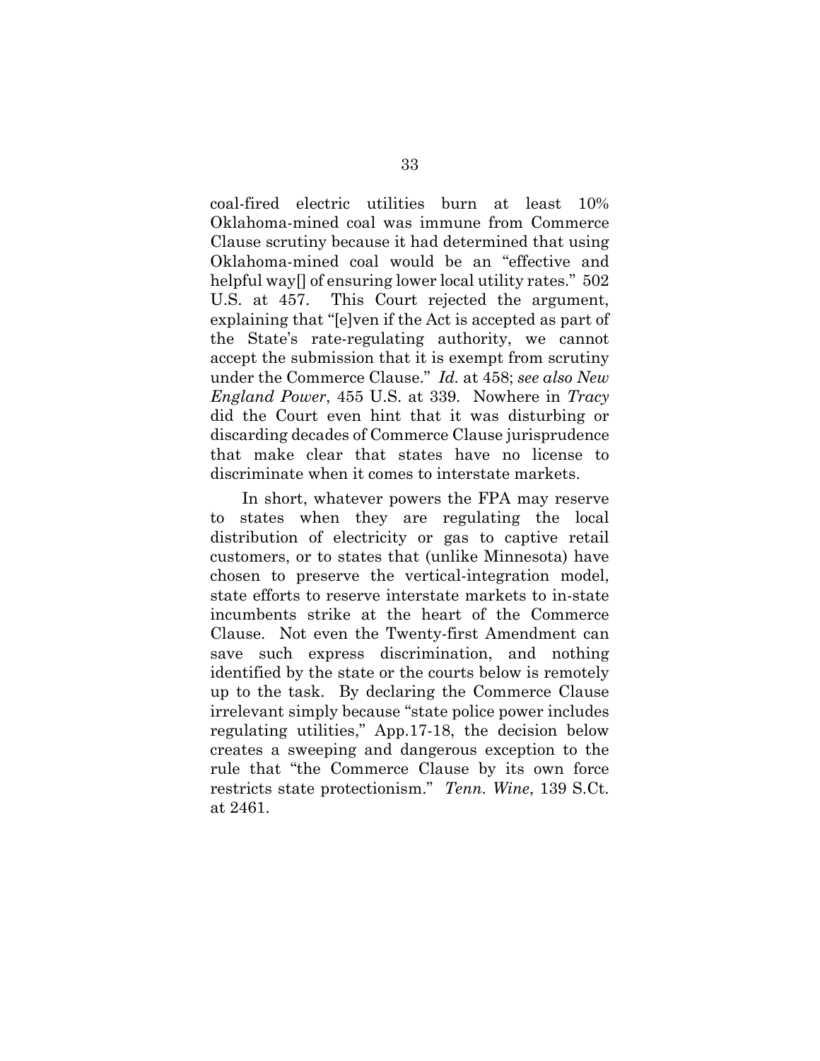coal-fired electric utilities burn at least 10% Oklahoma-mined coal was immune from Commerce Clause scrutiny because it had determined that using Oklahoma-mined coal would be an "effective and helpful way[] of ensuring lower local utility rates." 502 U.S. at 457. This Court rejected the argument, explaining that "[e]ven if the Act is accepted as part of the State's rate-regulating authority, we cannot accept the submission that it is exempt from scrutiny under the Commerce Clause." *Id.* at 458; *see also New England Power*, 455 U.S. at 339. Nowhere in *Tracy* did the Court even hint that it was disturbing or discarding decades of Commerce Clause jurisprudence that make clear that states have no license to discriminate when it comes to interstate markets.

In short, whatever powers the FPA may reserve to states when they are regulating the local distribution of electricity or gas to captive retail customers, or to states that (unlike Minnesota) have chosen to preserve the vertical-integration model, state efforts to reserve interstate markets to in-state incumbents strike at the heart of the Commerce Clause. Not even the Twenty-first Amendment can save such express discrimination, and nothing identified by the state or the courts below is remotely up to the task. By declaring the Commerce Clause irrelevant simply because "state police power includes regulating utilities," App.17-18, the decision below creates a sweeping and dangerous exception to the rule that "the Commerce Clause by its own force restricts state protectionism." *Tenn. Wine*, 139 S.Ct. at 2461.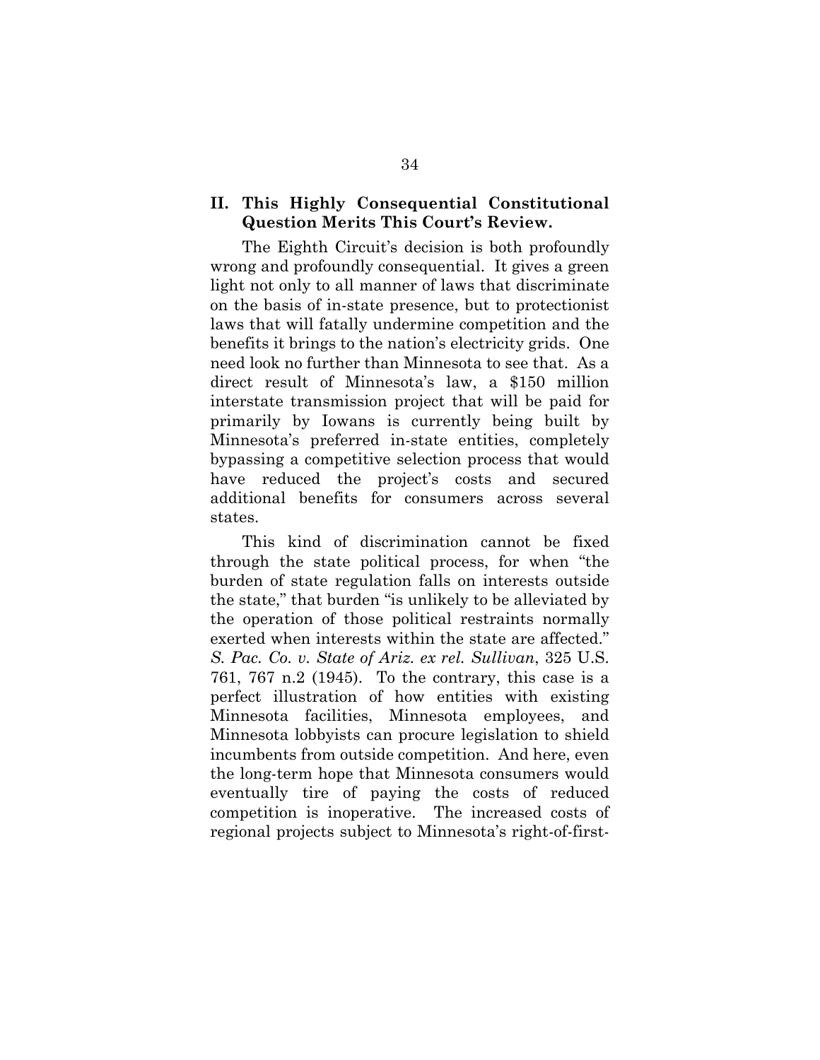## II. This Highly Consequential Constitutional Question Merits This Court's Review.

The Eighth Circuit's decision is both profoundly wrong and profoundly consequential. It gives a green light not only to all manner of laws that discriminate on the basis of in-state presence, but to protectionist laws that will fatally undermine competition and the benefits it brings to the nation's electricity grids. One need look no further than Minnesota to see that. As a direct result of Minnesota's law, a $150 million interstate transmission project that will be paid for primarily by Iowans is currently being built by Minnesota's preferred in-state entities, completely bypassing a competitive selection process that would have reduced the project's costs and secured additional benefits for consumers across several states.

This kind of discrimination cannot be fixed through the state political process, for when "the burden of state regulation falls on interests outside the state," that burden "is unlikely to be alleviated by the operation of those political restraints normally exerted when interests within the state are affected." *S. Pac. Co. v. State of Ariz. ex rel. Sullivan*, 325 U.S. 761, 767 n.2 (1945). To the contrary, this case is a perfect illustration of how entities with existing Minnesota facilities, Minnesota employees, and Minnesota lobbyists can procure legislation to shield incumbents from outside competition. And here, even the long-term hope that Minnesota consumers would eventually tire of paying the costs of reduced competition is inoperative. The increased costs of regional projects subject to Minnesota's right-of-first-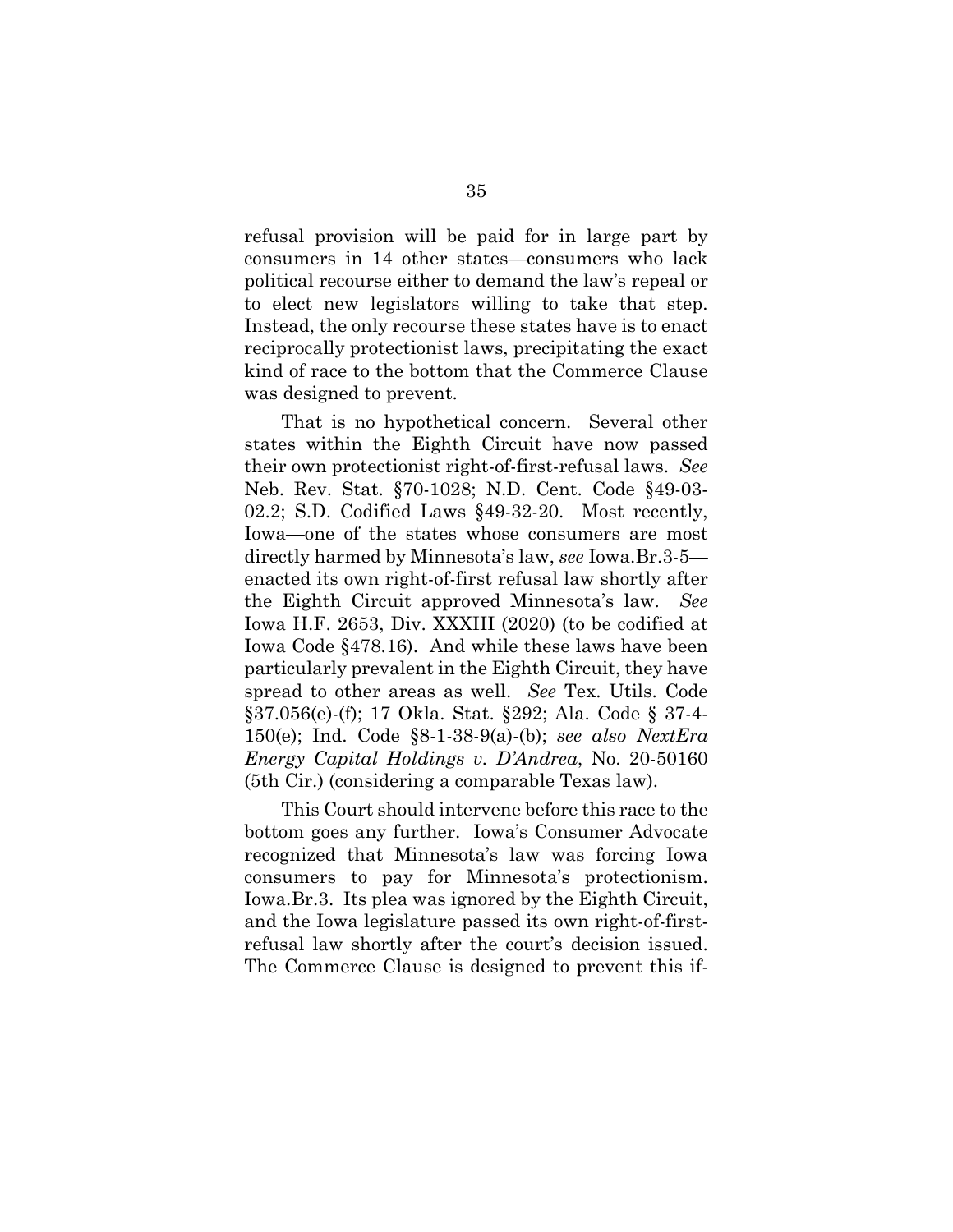refusal provision will be paid for in large part by consumers in 14 other states—consumers who lack political recourse either to demand the law's repeal or to elect new legislators willing to take that step. Instead, the only recourse these states have is to enact reciprocally protectionist laws, precipitating the exact kind of race to the bottom that the Commerce Clause was designed to prevent.

That is no hypothetical concern. Several other states within the Eighth Circuit have now passed their own protectionist right-of-first-refusal laws. *See* Neb. Rev. Stat. §70-1028; N.D. Cent. Code §49-03-02.2; S.D. Codified Laws §49-32-20. Most recently, Iowa—one of the states whose consumers are most directly harmed by Minnesota's law, *see* Iowa.Br.3-5—enacted its own right-of-first refusal law shortly after the Eighth Circuit approved Minnesota's law. *See* Iowa H.F. 2653, Div. XXXIII (2020) (to be codified at Iowa Code §478.16). And while these laws have been particularly prevalent in the Eighth Circuit, they have spread to other areas as well. *See* Tex. Utils. Code §37.056(e)-(f); 17 Okla. Stat. §292; Ala. Code § 37-4-150(e); Ind. Code §8-1-38-9(a)-(b); *see also NextEra Energy Capital Holdings v. D'Andrea*, No. 20-50160 (5th Cir.) (considering a comparable Texas law).

This Court should intervene before this race to the bottom goes any further. Iowa's Consumer Advocate recognized that Minnesota's law was forcing Iowa consumers to pay for Minnesota's protectionism. Iowa.Br.3. Its plea was ignored by the Eighth Circuit, and the Iowa legislature passed its own right-of-first-refusal law shortly after the court's decision issued. The Commerce Clause is designed to prevent this if-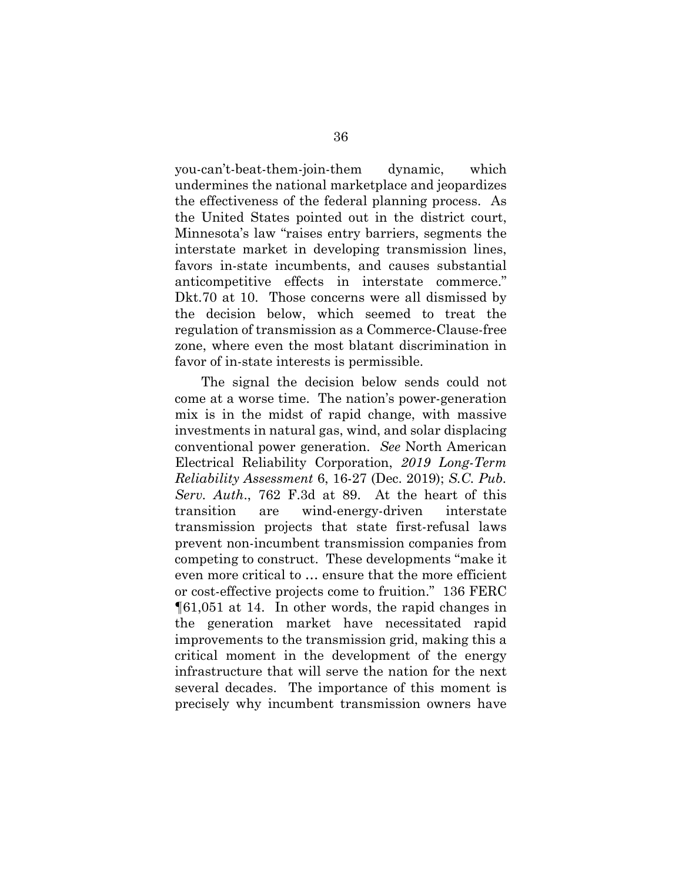you-can't-beat-them-join-them dynamic, which undermines the national marketplace and jeopardizes the effectiveness of the federal planning process. As the United States pointed out in the district court, Minnesota's law "raises entry barriers, segments the interstate market in developing transmission lines, favors in-state incumbents, and causes substantial anticompetitive effects in interstate commerce." Dkt.70 at 10. Those concerns were all dismissed by the decision below, which seemed to treat the regulation of transmission as a Commerce-Clause-free zone, where even the most blatant discrimination in favor of in-state interests is permissible.

The signal the decision below sends could not come at a worse time. The nation's power-generation mix is in the midst of rapid change, with massive investments in natural gas, wind, and solar displacing conventional power generation. *See* North American Electrical Reliability Corporation, *2019 Long-Term Reliability Assessment* 6, 16-27 (Dec. 2019); *S.C. Pub. Serv. Auth.*, 762 F.3d at 89. At the heart of this transition are wind-energy-driven interstate transmission projects that state first-refusal laws prevent non-incumbent transmission companies from competing to construct. These developments "make it even more critical to … ensure that the more efficient or cost-effective projects come to fruition." 136 FERC ¶61,051 at 14. In other words, the rapid changes in the generation market have necessitated rapid improvements to the transmission grid, making this a critical moment in the development of the energy infrastructure that will serve the nation for the next several decades. The importance of this moment is precisely why incumbent transmission owners have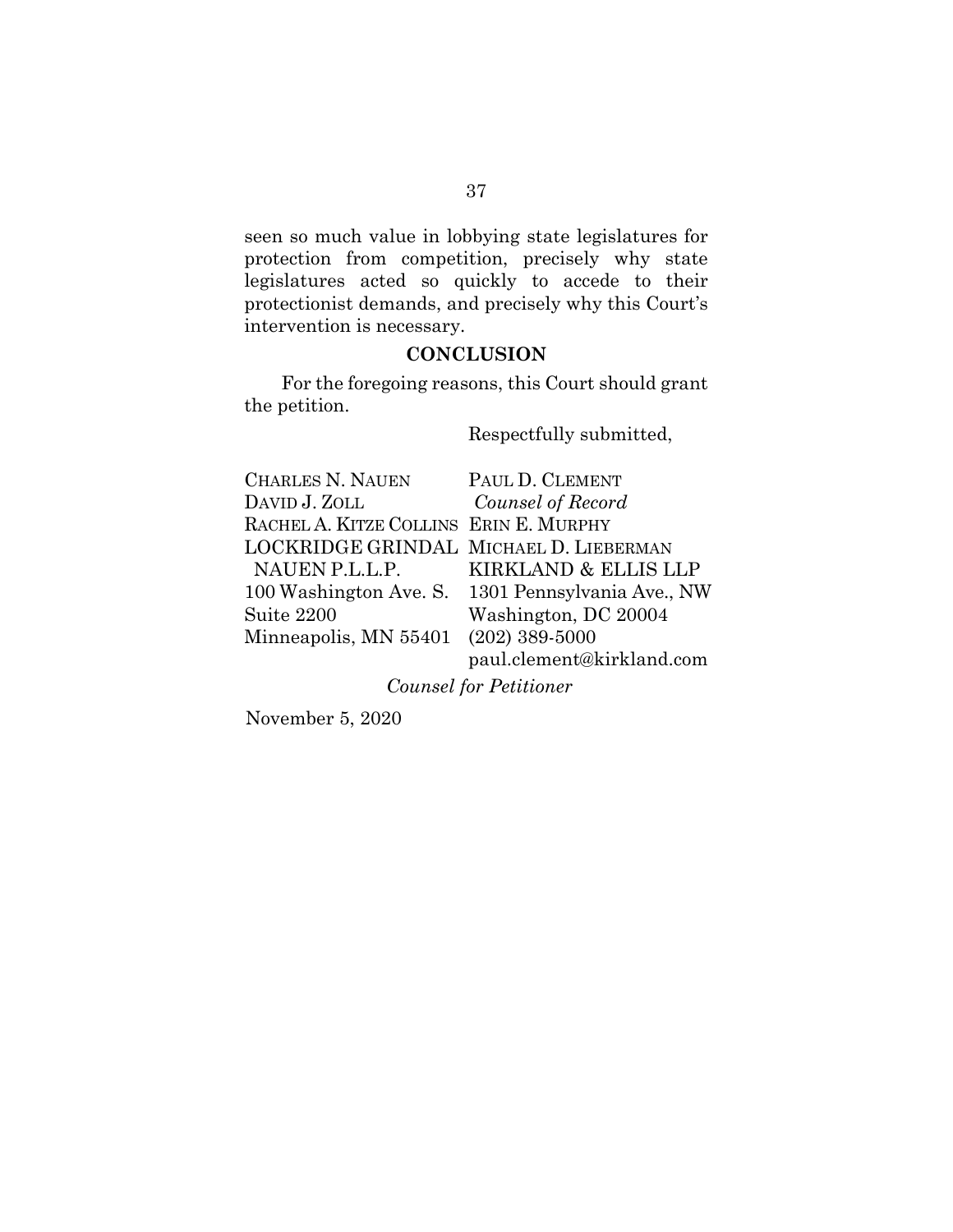seen so much value in lobbying state legislatures for protection from competition, precisely why state legislatures acted so quickly to accede to their protectionist demands, and precisely why this Court's intervention is necessary.

## CONCLUSION

For the foregoing reasons, this Court should grant the petition.

Respectfully submitted,

CHARLES N. NAUEN
DAVID J. ZOLL
RACHEL A. KITZE COLLINS
LOCKRIDGE GRINDAL NAUEN P.L.L.P.
100 Washington Ave. S.
Suite 2200
Minneapolis, MN 55401

PAUL D. CLEMENT
*Counsel of Record*
ERIN E. MURPHY
MICHAEL D. LIEBERMAN
KIRKLAND & ELLIS LLP
1301 Pennsylvania Ave., NW
Washington, DC 20004
(202) 389-5000
paul.clement@kirkland.com

*Counsel for Petitioner*

November 5, 2020